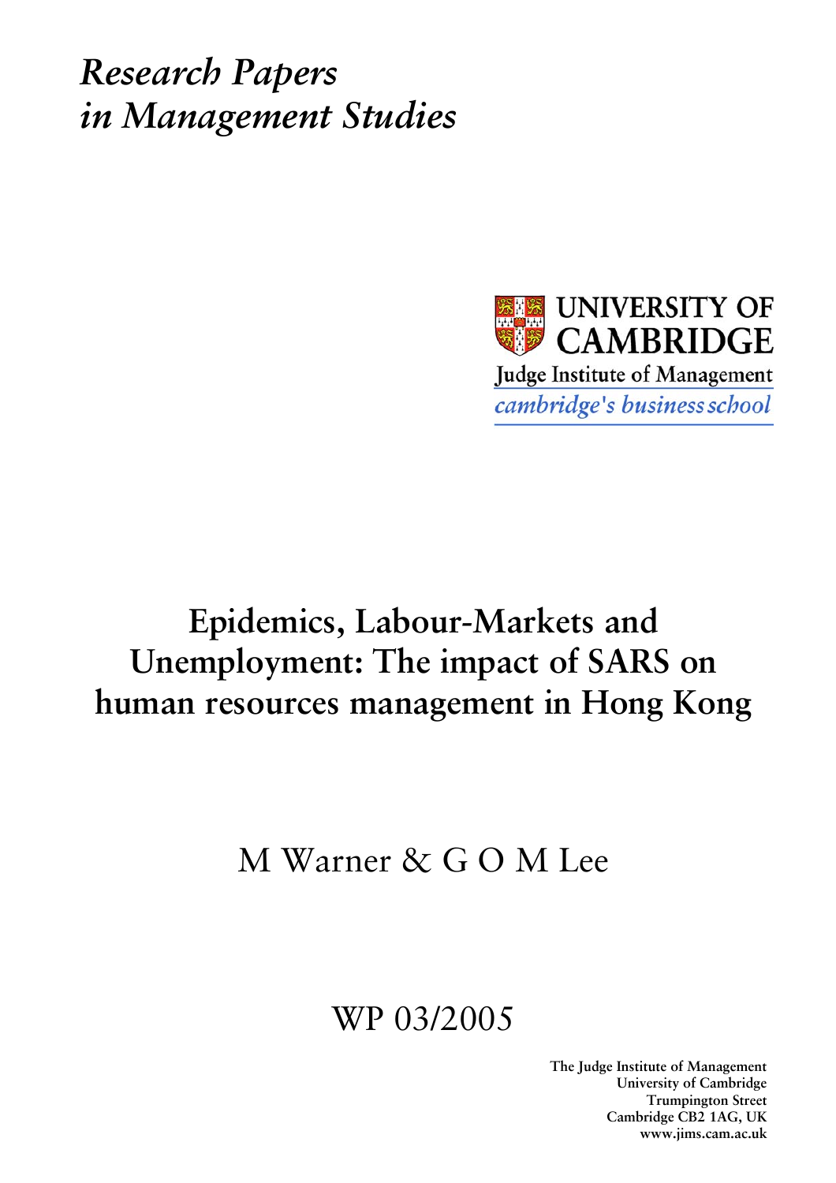*Research Papers in Management Studies*

UNIVERSITY OF CAMBRIDGE

Judge Institute of Management

*cambridge's business school*

# Epidemics, Labour-Markets and Unemployment: The impact of SARS on human resources management in Hong Kong

M Warner & G O M Lee

WP 03/2005

**The Judge Institute of Management**
**University of Cambridge**
**Trumpington Street**
**Cambridge CB2 1AG, UK**
**www.jims.cam.ac.uk**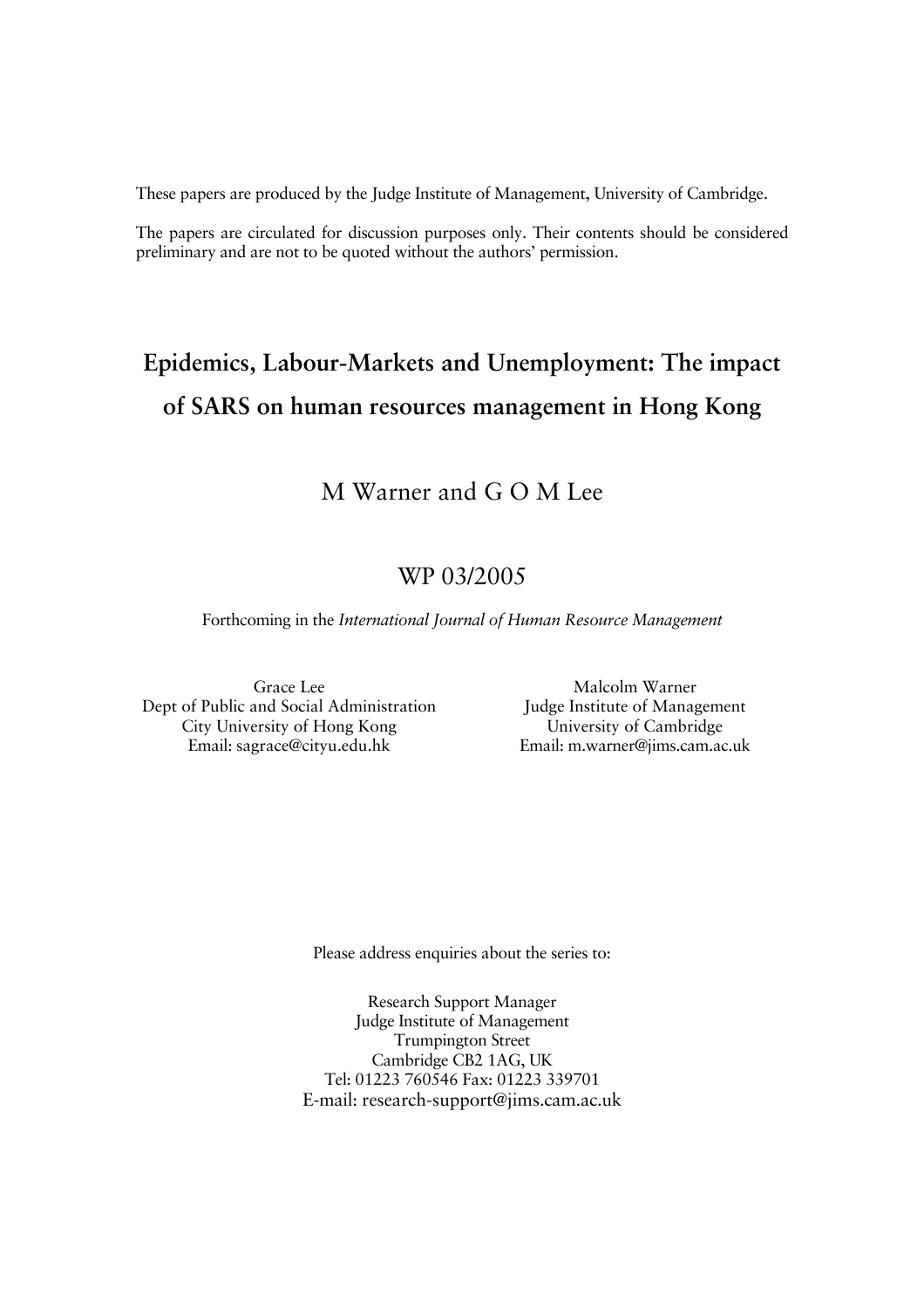These papers are produced by the Judge Institute of Management, University of Cambridge.

The papers are circulated for discussion purposes only. Their contents should be considered preliminary and are not to be quoted without the authors' permission.

# Epidemics, Labour-Markets and Unemployment: The impact of SARS on human resources management in Hong Kong

## M Warner and G O M Lee

## WP 03/2005

Forthcoming in the *International Journal of Human Resource Management*

Grace Lee
Dept of Public and Social Administration
City University of Hong Kong
Email: sagrace@cityu.edu.hk

Malcolm Warner
Judge Institute of Management
University of Cambridge
Email: m.warner@jims.cam.ac.uk

Please address enquiries about the series to:

Research Support Manager
Judge Institute of Management
Trumpington Street
Cambridge CB2 1AG, UK
Tel: 01223 760546 Fax: 01223 339701
E-mail: research-support@jims.cam.ac.uk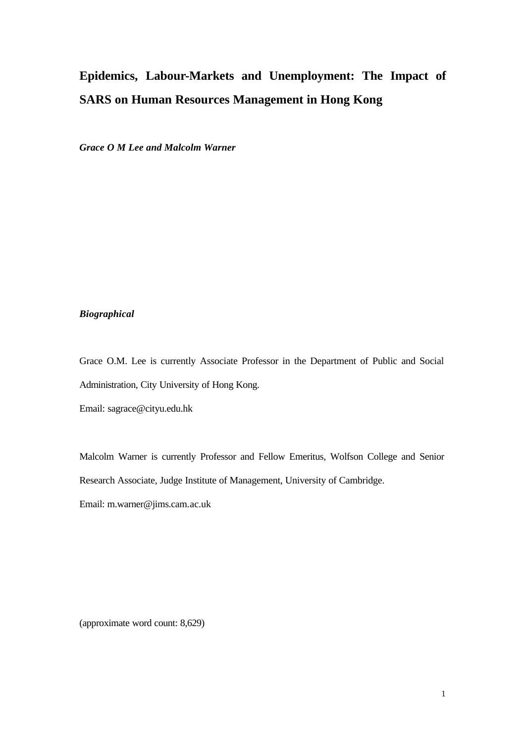# Epidemics, Labour-Markets and Unemployment: The Impact of SARS on Human Resources Management in Hong Kong

***Grace O M Lee and Malcolm Warner***

***Biographical***

Grace O.M. Lee is currently Associate Professor in the Department of Public and Social Administration, City University of Hong Kong.

Email: sagrace@cityu.edu.hk

Malcolm Warner is currently Professor and Fellow Emeritus, Wolfson College and Senior Research Associate, Judge Institute of Management, University of Cambridge.

Email: m.warner@jims.cam.ac.uk

(approximate word count: 8,629)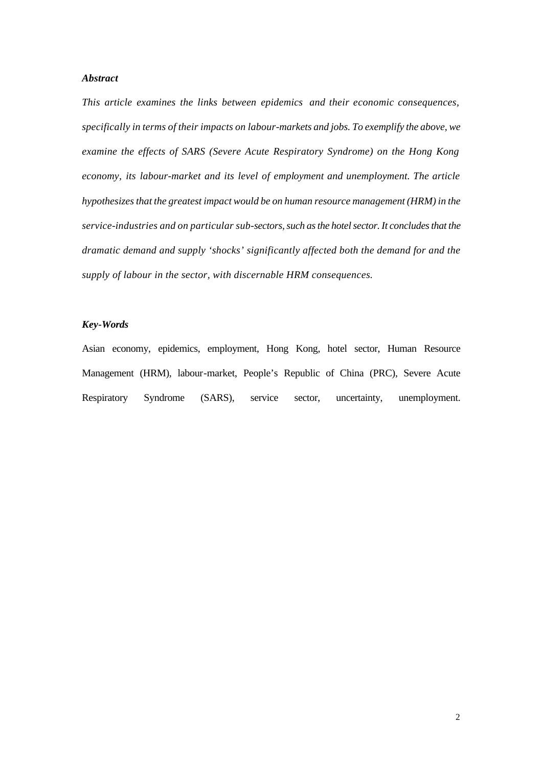### *Abstract*

*This article examines the links between epidemics and their economic consequences, specifically in terms of their impacts on labour-markets and jobs. To exemplify the above, we examine the effects of SARS (Severe Acute Respiratory Syndrome) on the Hong Kong economy, its labour-market and its level of employment and unemployment. The article hypothesizes that the greatest impact would be on human resource management (HRM) in the service-industries and on particular sub-sectors, such as the hotel sector. It concludes that the dramatic demand and supply 'shocks' significantly affected both the demand for and the supply of labour in the sector, with discernable HRM consequences.*

### *Key-Words*

Asian economy, epidemics, employment, Hong Kong, hotel sector, Human Resource Management (HRM), labour-market, People's Republic of China (PRC), Severe Acute Respiratory Syndrome (SARS), service sector, uncertainty, unemployment.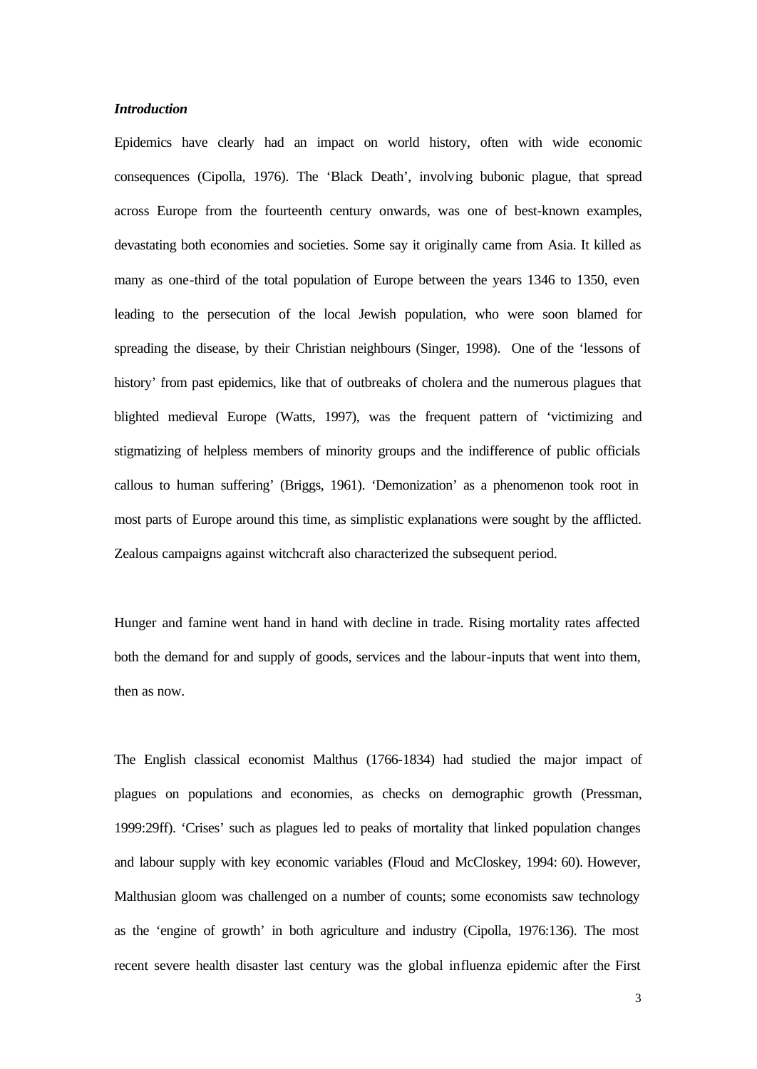***Introduction***

Epidemics have clearly had an impact on world history, often with wide economic consequences (Cipolla, 1976). The 'Black Death', involving bubonic plague, that spread across Europe from the fourteenth century onwards, was one of best-known examples, devastating both economies and societies. Some say it originally came from Asia. It killed as many as one-third of the total population of Europe between the years 1346 to 1350, even leading to the persecution of the local Jewish population, who were soon blamed for spreading the disease, by their Christian neighbours (Singer, 1998). One of the 'lessons of history' from past epidemics, like that of outbreaks of cholera and the numerous plagues that blighted medieval Europe (Watts, 1997), was the frequent pattern of 'victimizing and stigmatizing of helpless members of minority groups and the indifference of public officials callous to human suffering' (Briggs, 1961). 'Demonization' as a phenomenon took root in most parts of Europe around this time, as simplistic explanations were sought by the afflicted. Zealous campaigns against witchcraft also characterized the subsequent period.

Hunger and famine went hand in hand with decline in trade. Rising mortality rates affected both the demand for and supply of goods, services and the labour-inputs that went into them, then as now.

The English classical economist Malthus (1766-1834) had studied the major impact of plagues on populations and economies, as checks on demographic growth (Pressman, 1999:29ff). 'Crises' such as plagues led to peaks of mortality that linked population changes and labour supply with key economic variables (Floud and McCloskey, 1994: 60). However, Malthusian gloom was challenged on a number of counts; some economists saw technology as the 'engine of growth' in both agriculture and industry (Cipolla, 1976:136). The most recent severe health disaster last century was the global influenza epidemic after the First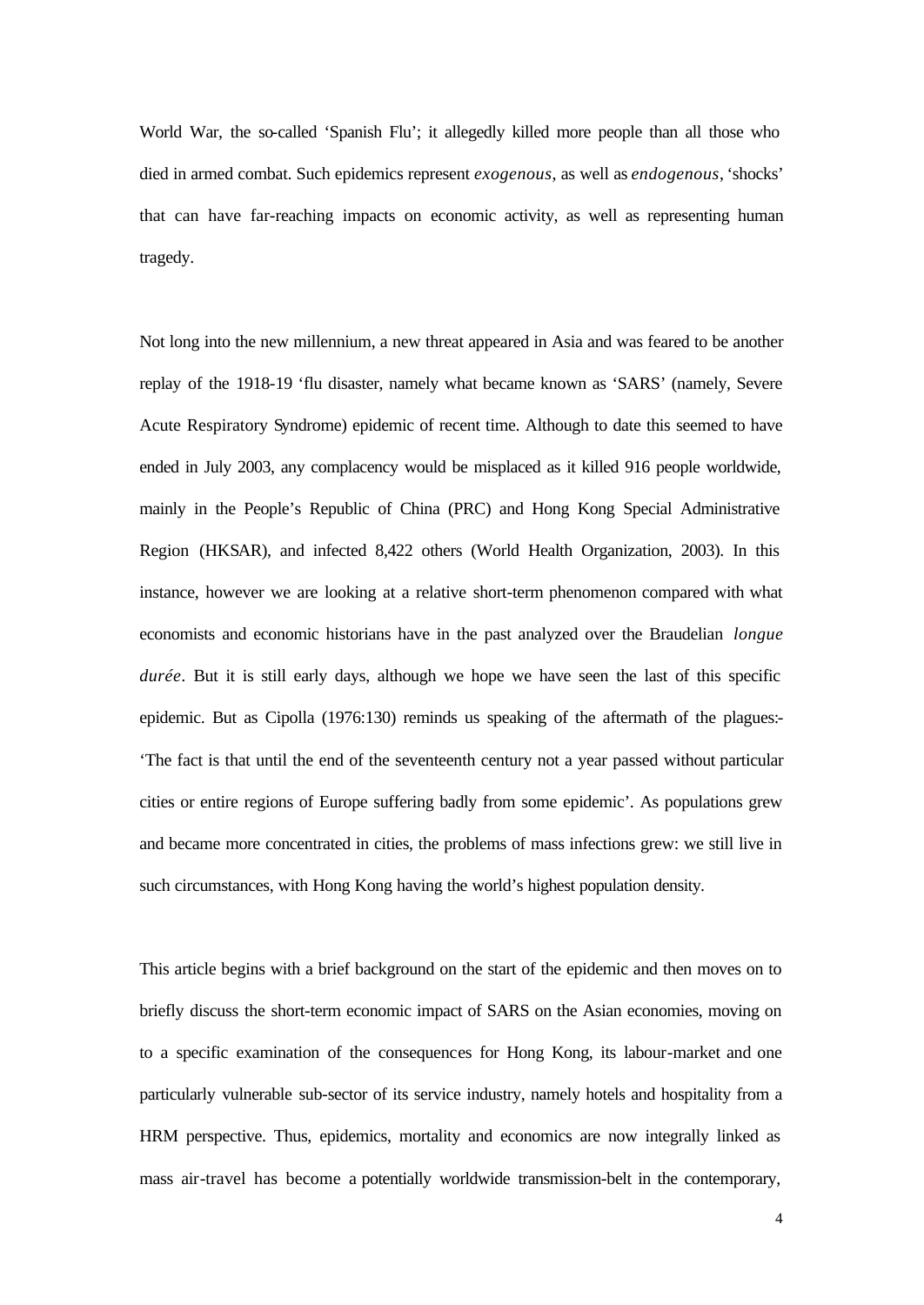World War, the so-called 'Spanish Flu'; it allegedly killed more people than all those who died in armed combat. Such epidemics represent *exogenous*, as well as *endogenous*, 'shocks' that can have far-reaching impacts on economic activity, as well as representing human tragedy.

Not long into the new millennium, a new threat appeared in Asia and was feared to be another replay of the 1918-19 'flu disaster, namely what became known as 'SARS' (namely, Severe Acute Respiratory Syndrome) epidemic of recent time. Although to date this seemed to have ended in July 2003, any complacency would be misplaced as it killed 916 people worldwide, mainly in the People's Republic of China (PRC) and Hong Kong Special Administrative Region (HKSAR), and infected 8,422 others (World Health Organization, 2003). In this instance, however we are looking at a relative short-term phenomenon compared with what economists and economic historians have in the past analyzed over the Braudelian *longue durée*. But it is still early days, although we hope we have seen the last of this specific epidemic. But as Cipolla (1976:130) reminds us speaking of the aftermath of the plagues:- 'The fact is that until the end of the seventeenth century not a year passed without particular cities or entire regions of Europe suffering badly from some epidemic'. As populations grew and became more concentrated in cities, the problems of mass infections grew: we still live in such circumstances, with Hong Kong having the world's highest population density.

This article begins with a brief background on the start of the epidemic and then moves on to briefly discuss the short-term economic impact of SARS on the Asian economies, moving on to a specific examination of the consequences for Hong Kong, its labour-market and one particularly vulnerable sub-sector of its service industry, namely hotels and hospitality from a HRM perspective. Thus, epidemics, mortality and economics are now integrally linked as mass air-travel has become a potentially worldwide transmission-belt in the contemporary,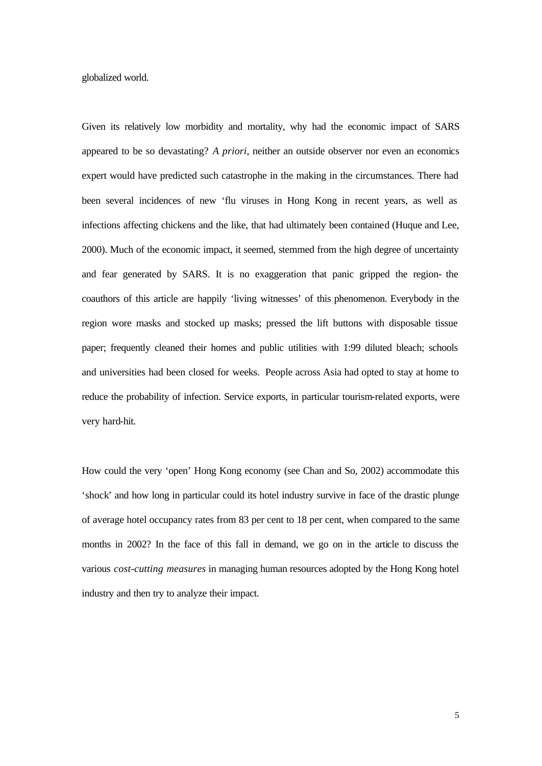globalized world.

Given its relatively low morbidity and mortality, why had the economic impact of SARS appeared to be so devastating? *A priori*, neither an outside observer nor even an economics expert would have predicted such catastrophe in the making in the circumstances. There had been several incidences of new 'flu viruses in Hong Kong in recent years, as well as infections affecting chickens and the like, that had ultimately been contained (Huque and Lee, 2000). Much of the economic impact, it seemed, stemmed from the high degree of uncertainty and fear generated by SARS. It is no exaggeration that panic gripped the region- the coauthors of this article are happily 'living witnesses' of this phenomenon. Everybody in the region wore masks and stocked up masks; pressed the lift buttons with disposable tissue paper; frequently cleaned their homes and public utilities with 1:99 diluted bleach; schools and universities had been closed for weeks. People across Asia had opted to stay at home to reduce the probability of infection. Service exports, in particular tourism-related exports, were very hard-hit.

How could the very 'open' Hong Kong economy (see Chan and So, 2002) accommodate this 'shock' and how long in particular could its hotel industry survive in face of the drastic plunge of average hotel occupancy rates from 83 per cent to 18 per cent, when compared to the same months in 2002? In the face of this fall in demand, we go on in the article to discuss the various *cost-cutting measures* in managing human resources adopted by the Hong Kong hotel industry and then try to analyze their impact.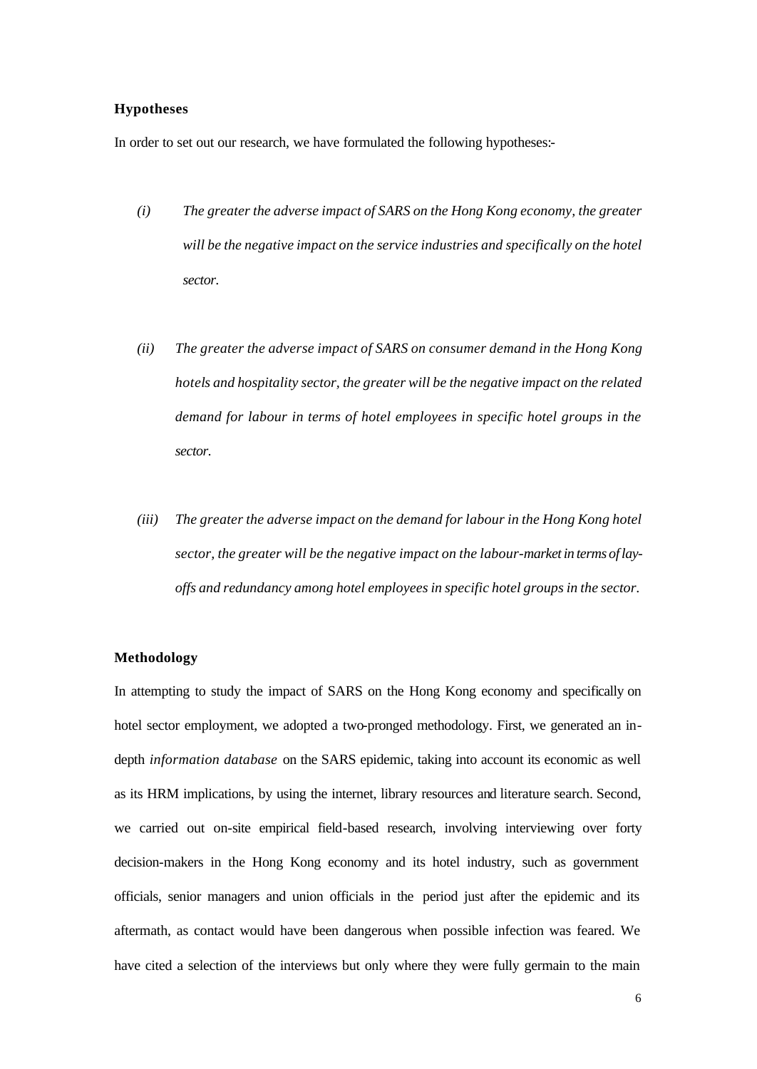### Hypotheses

In order to set out our research, we have formulated the following hypotheses:-

*(i) The greater the adverse impact of SARS on the Hong Kong economy, the greater will be the negative impact on the service industries and specifically on the hotel sector.*

*(ii) The greater the adverse impact of SARS on consumer demand in the Hong Kong hotels and hospitality sector, the greater will be the negative impact on the related demand for labour in terms of hotel employees in specific hotel groups in the sector.*

*(iii) The greater the adverse impact on the demand for labour in the Hong Kong hotel sector, the greater will be the negative impact on the labour-market in terms of lay-offs and redundancy among hotel employees in specific hotel groups in the sector.*

### Methodology

In attempting to study the impact of SARS on the Hong Kong economy and specifically on hotel sector employment, we adopted a two-pronged methodology. First, we generated an in-depth *information database* on the SARS epidemic, taking into account its economic as well as its HRM implications, by using the internet, library resources and literature search. Second, we carried out on-site empirical field-based research, involving interviewing over forty decision-makers in the Hong Kong economy and its hotel industry, such as government officials, senior managers and union officials in the period just after the epidemic and its aftermath, as contact would have been dangerous when possible infection was feared. We have cited a selection of the interviews but only where they were fully germain to the main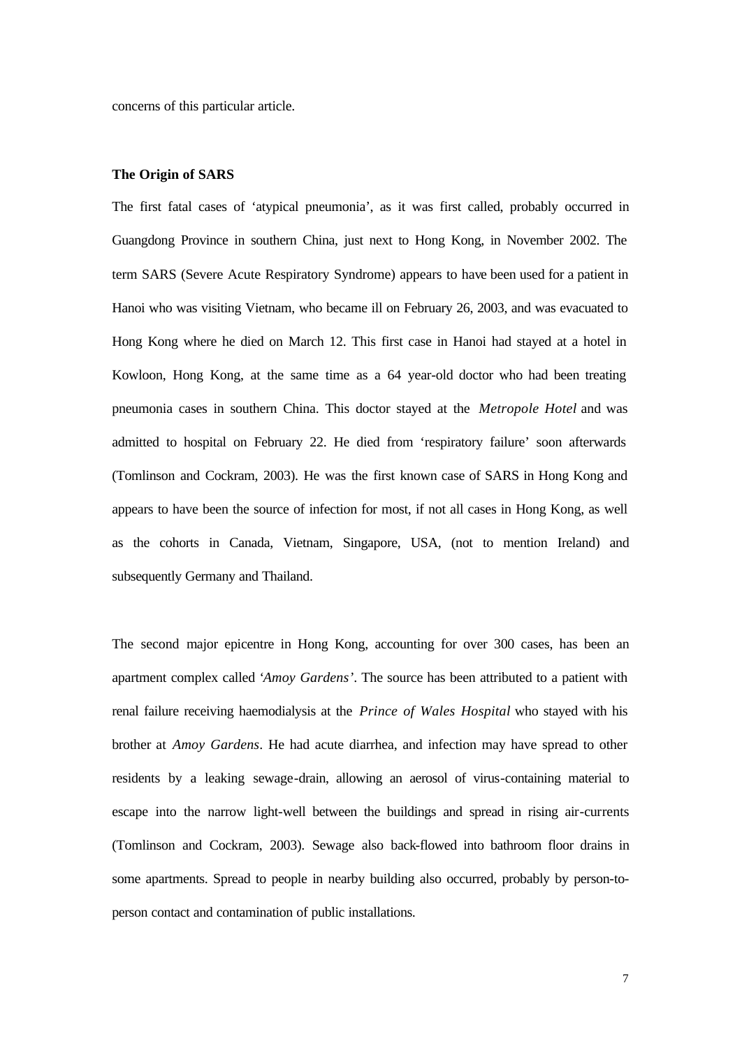concerns of this particular article.

**The Origin of SARS**

The first fatal cases of 'atypical pneumonia', as it was first called, probably occurred in Guangdong Province in southern China, just next to Hong Kong, in November 2002. The term SARS (Severe Acute Respiratory Syndrome) appears to have been used for a patient in Hanoi who was visiting Vietnam, who became ill on February 26, 2003, and was evacuated to Hong Kong where he died on March 12. This first case in Hanoi had stayed at a hotel in Kowloon, Hong Kong, at the same time as a 64 year-old doctor who had been treating pneumonia cases in southern China. This doctor stayed at the *Metropole Hotel* and was admitted to hospital on February 22. He died from 'respiratory failure' soon afterwards (Tomlinson and Cockram, 2003). He was the first known case of SARS in Hong Kong and appears to have been the source of infection for most, if not all cases in Hong Kong, as well as the cohorts in Canada, Vietnam, Singapore, USA, (not to mention Ireland) and subsequently Germany and Thailand.

The second major epicentre in Hong Kong, accounting for over 300 cases, has been an apartment complex called '*Amoy Gardens*'. The source has been attributed to a patient with renal failure receiving haemodialysis at the *Prince of Wales Hospital* who stayed with his brother at *Amoy Gardens*. He had acute diarrhea, and infection may have spread to other residents by a leaking sewage-drain, allowing an aerosol of virus-containing material to escape into the narrow light-well between the buildings and spread in rising air-currents (Tomlinson and Cockram, 2003). Sewage also back-flowed into bathroom floor drains in some apartments. Spread to people in nearby building also occurred, probably by person-to-person contact and contamination of public installations.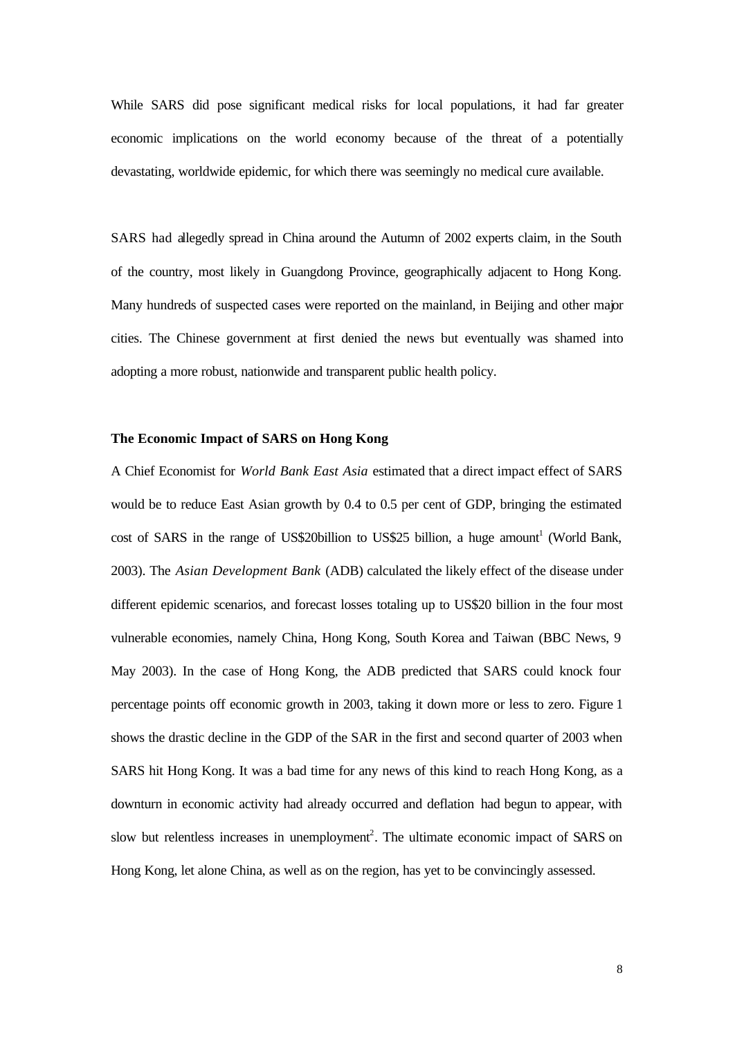While SARS did pose significant medical risks for local populations, it had far greater economic implications on the world economy because of the threat of a potentially devastating, worldwide epidemic, for which there was seemingly no medical cure available.

SARS had allegedly spread in China around the Autumn of 2002 experts claim, in the South of the country, most likely in Guangdong Province, geographically adjacent to Hong Kong. Many hundreds of suspected cases were reported on the mainland, in Beijing and other major cities. The Chinese government at first denied the news but eventually was shamed into adopting a more robust, nationwide and transparent public health policy.

**The Economic Impact of SARS on Hong Kong**

A Chief Economist for *World Bank East Asia* estimated that a direct impact effect of SARS would be to reduce East Asian growth by 0.4 to 0.5 per cent of GDP, bringing the estimated cost of SARS in the range of US$20billion to US$25 billion, a huge amount[1] (World Bank, 2003). The *Asian Development Bank* (ADB) calculated the likely effect of the disease under different epidemic scenarios, and forecast losses totaling up to US$20 billion in the four most vulnerable economies, namely China, Hong Kong, South Korea and Taiwan (BBC News, 9 May 2003). In the case of Hong Kong, the ADB predicted that SARS could knock four percentage points off economic growth in 2003, taking it down more or less to zero. Figure 1 shows the drastic decline in the GDP of the SAR in the first and second quarter of 2003 when SARS hit Hong Kong. It was a bad time for any news of this kind to reach Hong Kong, as a downturn in economic activity had already occurred and deflation had begun to appear, with slow but relentless increases in unemployment[2]. The ultimate economic impact of SARS on Hong Kong, let alone China, as well as on the region, has yet to be convincingly assessed.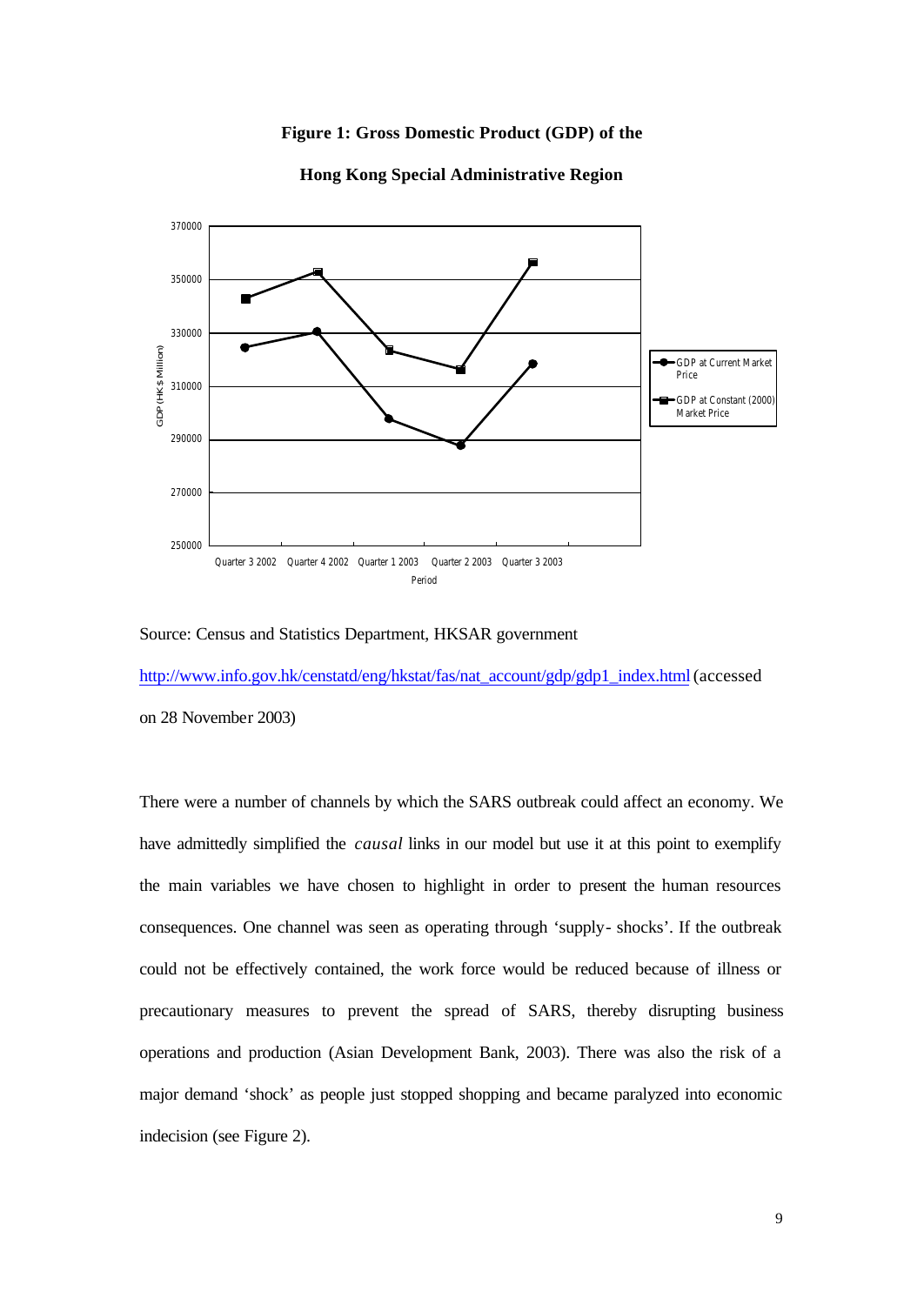**Figure 1: Gross Domestic Product (GDP) of the**

**Hong Kong Special Administrative Region**

Source: Census and Statistics Department, HKSAR government

http://www.info.gov.hk/censtatd/eng/hkstat/fas/nat_account/gdp/gdp1_index.html (accessed on 28 November 2003)

There were a number of channels by which the SARS outbreak could affect an economy. We have admittedly simplified the *causal* links in our model but use it at this point to exemplify the main variables we have chosen to highlight in order to present the human resources consequences. One channel was seen as operating through 'supply- shocks'. If the outbreak could not be effectively contained, the work force would be reduced because of illness or precautionary measures to prevent the spread of SARS, thereby disrupting business operations and production (Asian Development Bank, 2003). There was also the risk of a major demand 'shock' as people just stopped shopping and became paralyzed into economic indecision (see Figure 2).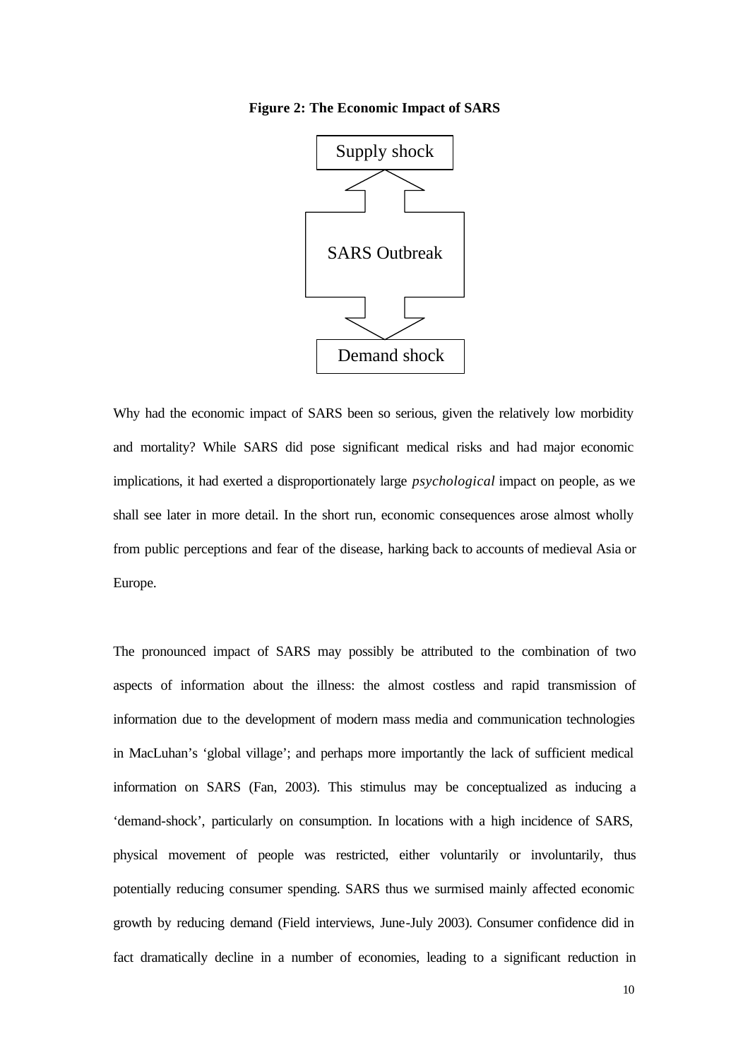**Figure 2: The Economic Impact of SARS**

Supply shock

SARS Outbreak

Demand shock

Why had the economic impact of SARS been so serious, given the relatively low morbidity and mortality? While SARS did pose significant medical risks and had major economic implications, it had exerted a disproportionately large *psychological* impact on people, as we shall see later in more detail. In the short run, economic consequences arose almost wholly from public perceptions and fear of the disease, harking back to accounts of medieval Asia or Europe.

The pronounced impact of SARS may possibly be attributed to the combination of two aspects of information about the illness: the almost costless and rapid transmission of information due to the development of modern mass media and communication technologies in MacLuhan's 'global village'; and perhaps more importantly the lack of sufficient medical information on SARS (Fan, 2003). This stimulus may be conceptualized as inducing a 'demand-shock', particularly on consumption. In locations with a high incidence of SARS, physical movement of people was restricted, either voluntarily or involuntarily, thus potentially reducing consumer spending. SARS thus we surmised mainly affected economic growth by reducing demand (Field interviews, June-July 2003). Consumer confidence did in fact dramatically decline in a number of economies, leading to a significant reduction in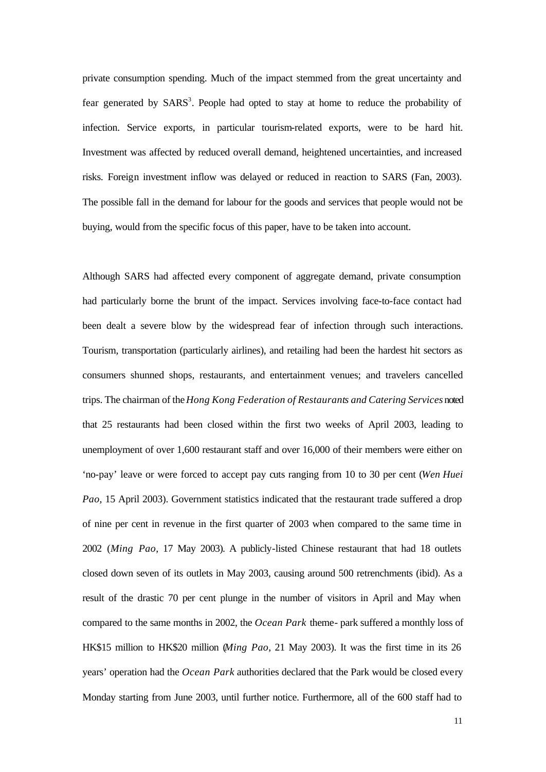private consumption spending. Much of the impact stemmed from the great uncertainty and fear generated by SARS[3]. People had opted to stay at home to reduce the probability of infection. Service exports, in particular tourism-related exports, were to be hard hit. Investment was affected by reduced overall demand, heightened uncertainties, and increased risks. Foreign investment inflow was delayed or reduced in reaction to SARS (Fan, 2003). The possible fall in the demand for labour for the goods and services that people would not be buying, would from the specific focus of this paper, have to be taken into account.

Although SARS had affected every component of aggregate demand, private consumption had particularly borne the brunt of the impact. Services involving face-to-face contact had been dealt a severe blow by the widespread fear of infection through such interactions. Tourism, transportation (particularly airlines), and retailing had been the hardest hit sectors as consumers shunned shops, restaurants, and entertainment venues; and travelers cancelled trips. The chairman of the *Hong Kong Federation of Restaurants and Catering Services* noted that 25 restaurants had been closed within the first two weeks of April 2003, leading to unemployment of over 1,600 restaurant staff and over 16,000 of their members were either on 'no-pay' leave or were forced to accept pay cuts ranging from 10 to 30 per cent (*Wen Huei Pao*, 15 April 2003). Government statistics indicated that the restaurant trade suffered a drop of nine per cent in revenue in the first quarter of 2003 when compared to the same time in 2002 (*Ming Pao*, 17 May 2003). A publicly-listed Chinese restaurant that had 18 outlets closed down seven of its outlets in May 2003, causing around 500 retrenchments (ibid). As a result of the drastic 70 per cent plunge in the number of visitors in April and May when compared to the same months in 2002, the *Ocean Park* theme- park suffered a monthly loss of HK$15 million to HK$20 million (*Ming Pao*, 21 May 2003). It was the first time in its 26 years' operation had the *Ocean Park* authorities declared that the Park would be closed every Monday starting from June 2003, until further notice. Furthermore, all of the 600 staff had to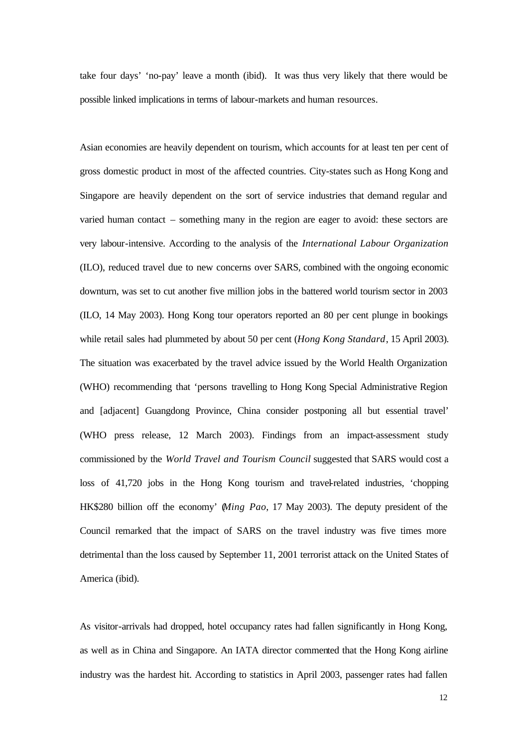take four days' 'no-pay' leave a month (ibid). It was thus very likely that there would be possible linked implications in terms of labour-markets and human resources.

Asian economies are heavily dependent on tourism, which accounts for at least ten per cent of gross domestic product in most of the affected countries. City-states such as Hong Kong and Singapore are heavily dependent on the sort of service industries that demand regular and varied human contact – something many in the region are eager to avoid: these sectors are very labour-intensive. According to the analysis of the *International Labour Organization* (ILO), reduced travel due to new concerns over SARS, combined with the ongoing economic downturn, was set to cut another five million jobs in the battered world tourism sector in 2003 (ILO, 14 May 2003). Hong Kong tour operators reported an 80 per cent plunge in bookings while retail sales had plummeted by about 50 per cent (*Hong Kong Standard*, 15 April 2003). The situation was exacerbated by the travel advice issued by the World Health Organization (WHO) recommending that 'persons travelling to Hong Kong Special Administrative Region and [adjacent] Guangdong Province, China consider postponing all but essential travel' (WHO press release, 12 March 2003). Findings from an impact-assessment study commissioned by the *World Travel and Tourism Council* suggested that SARS would cost a loss of 41,720 jobs in the Hong Kong tourism and travel-related industries, 'chopping HK$280 billion off the economy' (*Ming Pao*, 17 May 2003). The deputy president of the Council remarked that the impact of SARS on the travel industry was five times more detrimental than the loss caused by September 11, 2001 terrorist attack on the United States of America (ibid).

As visitor-arrivals had dropped, hotel occupancy rates had fallen significantly in Hong Kong, as well as in China and Singapore. An IATA director commented that the Hong Kong airline industry was the hardest hit. According to statistics in April 2003, passenger rates had fallen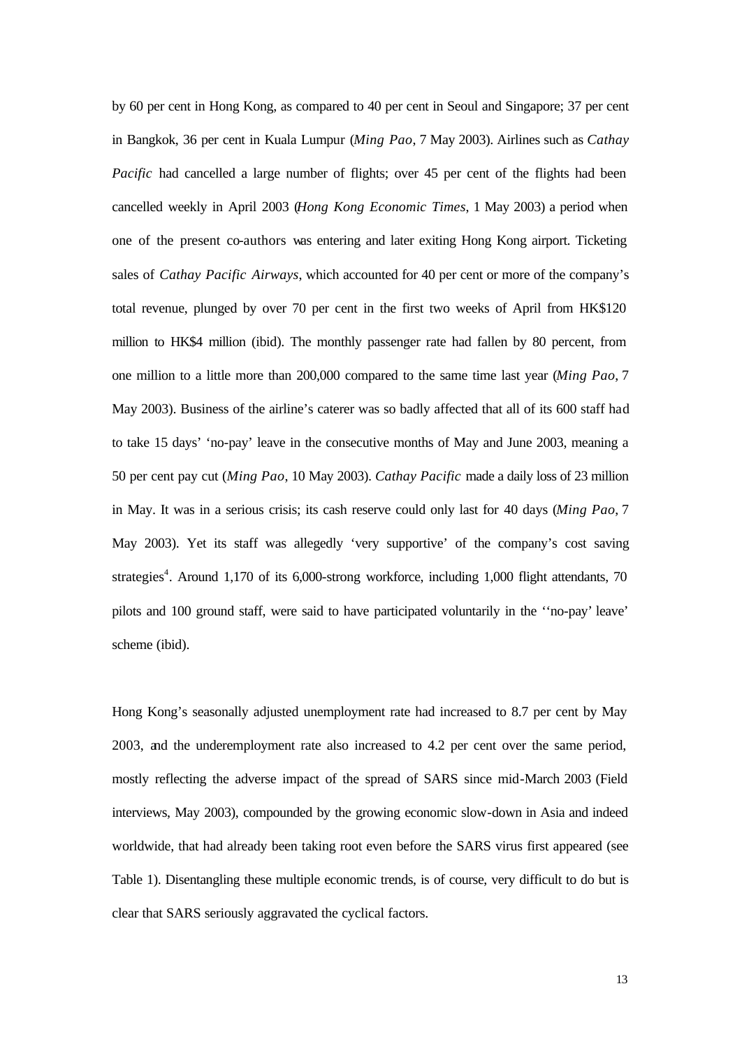by 60 per cent in Hong Kong, as compared to 40 per cent in Seoul and Singapore; 37 per cent in Bangkok, 36 per cent in Kuala Lumpur (*Ming Pao*, 7 May 2003). Airlines such as *Cathay Pacific* had cancelled a large number of flights; over 45 per cent of the flights had been cancelled weekly in April 2003 (*Hong Kong Economic Times*, 1 May 2003) a period when one of the present co-authors was entering and later exiting Hong Kong airport. Ticketing sales of *Cathay Pacific Airways*, which accounted for 40 per cent or more of the company's total revenue, plunged by over 70 per cent in the first two weeks of April from HK$120 million to HK$4 million (ibid). The monthly passenger rate had fallen by 80 percent, from one million to a little more than 200,000 compared to the same time last year (*Ming Pao*, 7 May 2003). Business of the airline's caterer was so badly affected that all of its 600 staff had to take 15 days' 'no-pay' leave in the consecutive months of May and June 2003, meaning a 50 per cent pay cut (*Ming Pao*, 10 May 2003). *Cathay Pacific* made a daily loss of 23 million in May. It was in a serious crisis; its cash reserve could only last for 40 days (*Ming Pao*, 7 May 2003). Yet its staff was allegedly 'very supportive' of the company's cost saving strategies[4]. Around 1,170 of its 6,000-strong workforce, including 1,000 flight attendants, 70 pilots and 100 ground staff, were said to have participated voluntarily in the ''no-pay' leave' scheme (ibid).

Hong Kong's seasonally adjusted unemployment rate had increased to 8.7 per cent by May 2003, and the underemployment rate also increased to 4.2 per cent over the same period, mostly reflecting the adverse impact of the spread of SARS since mid-March 2003 (Field interviews, May 2003), compounded by the growing economic slow-down in Asia and indeed worldwide, that had already been taking root even before the SARS virus first appeared (see Table 1). Disentangling these multiple economic trends, is of course, very difficult to do but is clear that SARS seriously aggravated the cyclical factors.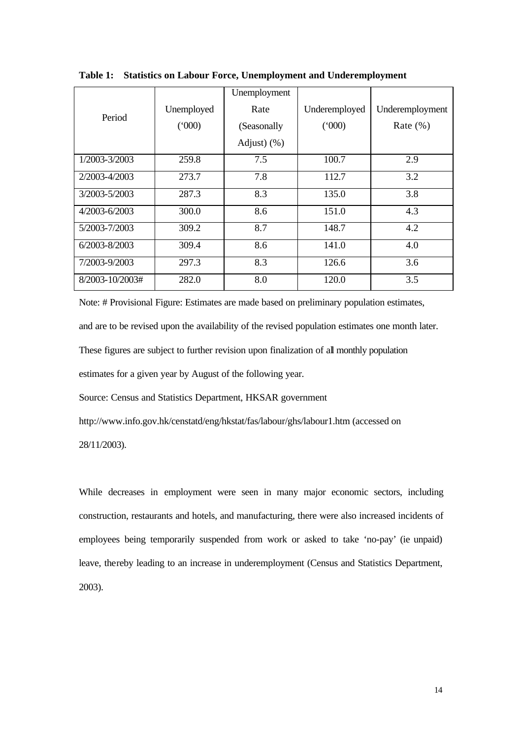**Table 1: Statistics on Labour Force, Unemployment and Underemployment**

| Period | Unemployed ('000) | Unemployment Rate (Seasonally Adjust) (%) | Underemployed ('000) | Underemployment Rate (%) |
|---|---|---|---|---|
| 1/2003-3/2003 | 259.8 | 7.5 | 100.7 | 2.9 |
| 2/2003-4/2003 | 273.7 | 7.8 | 112.7 | 3.2 |
| 3/2003-5/2003 | 287.3 | 8.3 | 135.0 | 3.8 |
| 4/2003-6/2003 | 300.0 | 8.6 | 151.0 | 4.3 |
| 5/2003-7/2003 | 309.2 | 8.7 | 148.7 | 4.2 |
| 6/2003-8/2003 | 309.4 | 8.6 | 141.0 | 4.0 |
| 7/2003-9/2003 | 297.3 | 8.3 | 126.6 | 3.6 |
| 8/2003-10/2003# | 282.0 | 8.0 | 120.0 | 3.5 |

Note: # Provisional Figure: Estimates are made based on preliminary population estimates, and are to be revised upon the availability of the revised population estimates one month later. These figures are subject to further revision upon finalization of all monthly population estimates for a given year by August of the following year.

Source: Census and Statistics Department, HKSAR government http://www.info.gov.hk/censtatd/eng/hkstat/fas/labour/ghs/labour1.htm (accessed on 28/11/2003).

While decreases in employment were seen in many major economic sectors, including construction, restaurants and hotels, and manufacturing, there were also increased incidents of employees being temporarily suspended from work or asked to take 'no-pay' (ie unpaid) leave, thereby leading to an increase in underemployment (Census and Statistics Department, 2003).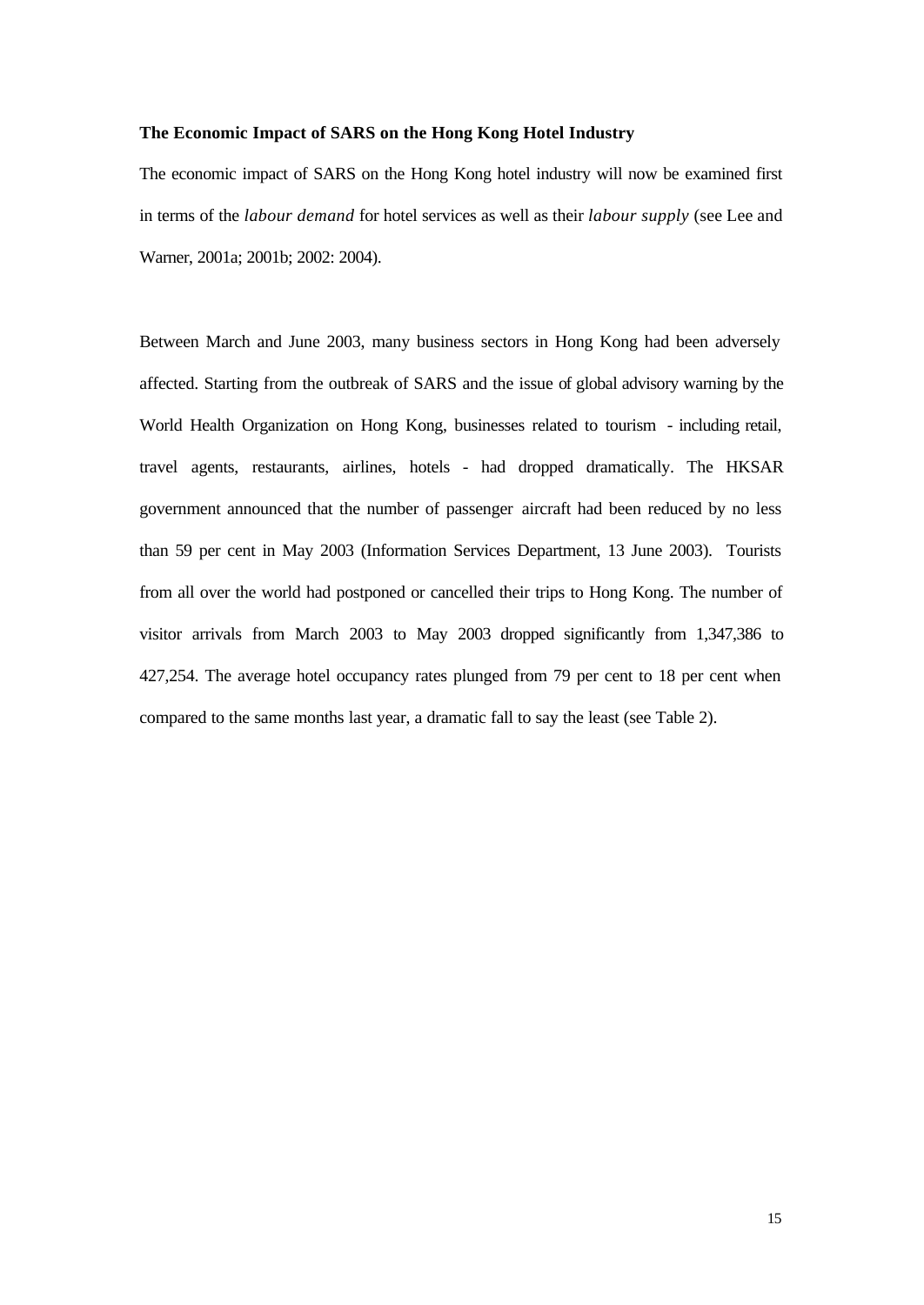**The Economic Impact of SARS on the Hong Kong Hotel Industry**

The economic impact of SARS on the Hong Kong hotel industry will now be examined first in terms of the *labour demand* for hotel services as well as their *labour supply* (see Lee and Warner, 2001a; 2001b; 2002: 2004).

Between March and June 2003, many business sectors in Hong Kong had been adversely affected. Starting from the outbreak of SARS and the issue of global advisory warning by the World Health Organization on Hong Kong, businesses related to tourism - including retail, travel agents, restaurants, airlines, hotels - had dropped dramatically. The HKSAR government announced that the number of passenger aircraft had been reduced by no less than 59 per cent in May 2003 (Information Services Department, 13 June 2003). Tourists from all over the world had postponed or cancelled their trips to Hong Kong. The number of visitor arrivals from March 2003 to May 2003 dropped significantly from 1,347,386 to 427,254. The average hotel occupancy rates plunged from 79 per cent to 18 per cent when compared to the same months last year, a dramatic fall to say the least (see Table 2).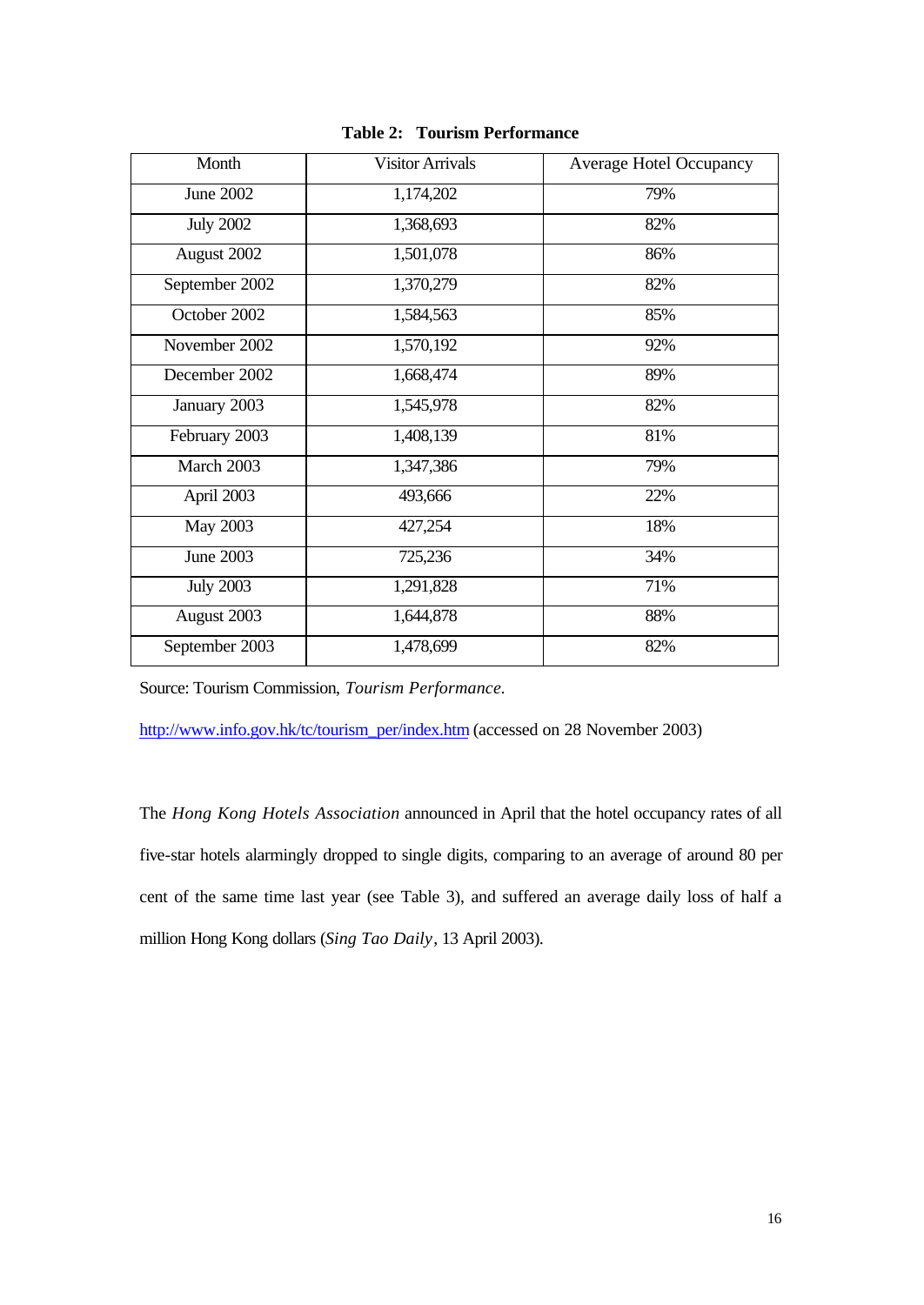**Table 2: Tourism Performance**

| Month | Visitor Arrivals | Average Hotel Occupancy |
|---|---|---|
| June 2002 | 1,174,202 | 79% |
| July 2002 | 1,368,693 | 82% |
| August 2002 | 1,501,078 | 86% |
| September 2002 | 1,370,279 | 82% |
| October 2002 | 1,584,563 | 85% |
| November 2002 | 1,570,192 | 92% |
| December 2002 | 1,668,474 | 89% |
| January 2003 | 1,545,978 | 82% |
| February 2003 | 1,408,139 | 81% |
| March 2003 | 1,347,386 | 79% |
| April 2003 | 493,666 | 22% |
| May 2003 | 427,254 | 18% |
| June 2003 | 725,236 | 34% |
| July 2003 | 1,291,828 | 71% |
| August 2003 | 1,644,878 | 88% |
| September 2003 | 1,478,699 | 82% |

Source: Tourism Commission, *Tourism Performance*.

http://www.info.gov.hk/tc/tourism_per/index.htm (accessed on 28 November 2003)

The *Hong Kong Hotels Association* announced in April that the hotel occupancy rates of all five-star hotels alarmingly dropped to single digits, comparing to an average of around 80 per cent of the same time last year (see Table 3), and suffered an average daily loss of half a million Hong Kong dollars (*Sing Tao Daily*, 13 April 2003).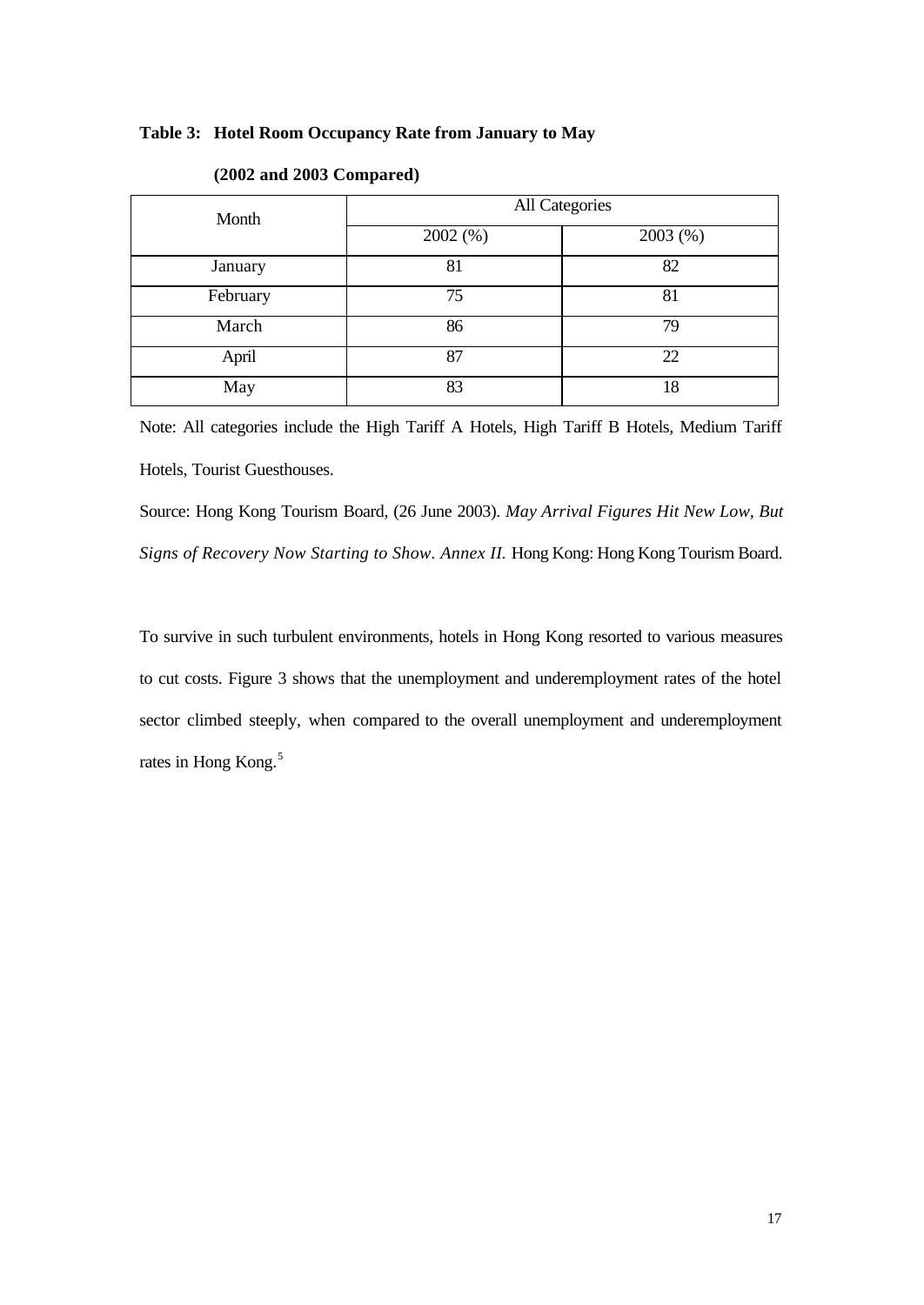**Table 3: Hotel Room Occupancy Rate from January to May**

**(2002 and 2003 Compared)**

| Month | All Categories | |
|---|---|---|
| | 2002 (%) | 2003 (%) |
| January | 81 | 82 |
| February | 75 | 81 |
| March | 86 | 79 |
| April | 87 | 22 |
| May | 83 | 18 |

Note: All categories include the High Tariff A Hotels, High Tariff B Hotels, Medium Tariff Hotels, Tourist Guesthouses.

Source: Hong Kong Tourism Board, (26 June 2003). *May Arrival Figures Hit New Low, But Signs of Recovery Now Starting to Show. Annex II.* Hong Kong: Hong Kong Tourism Board.

To survive in such turbulent environments, hotels in Hong Kong resorted to various measures to cut costs. Figure 3 shows that the unemployment and underemployment rates of the hotel sector climbed steeply, when compared to the overall unemployment and underemployment rates in Hong Kong.[5]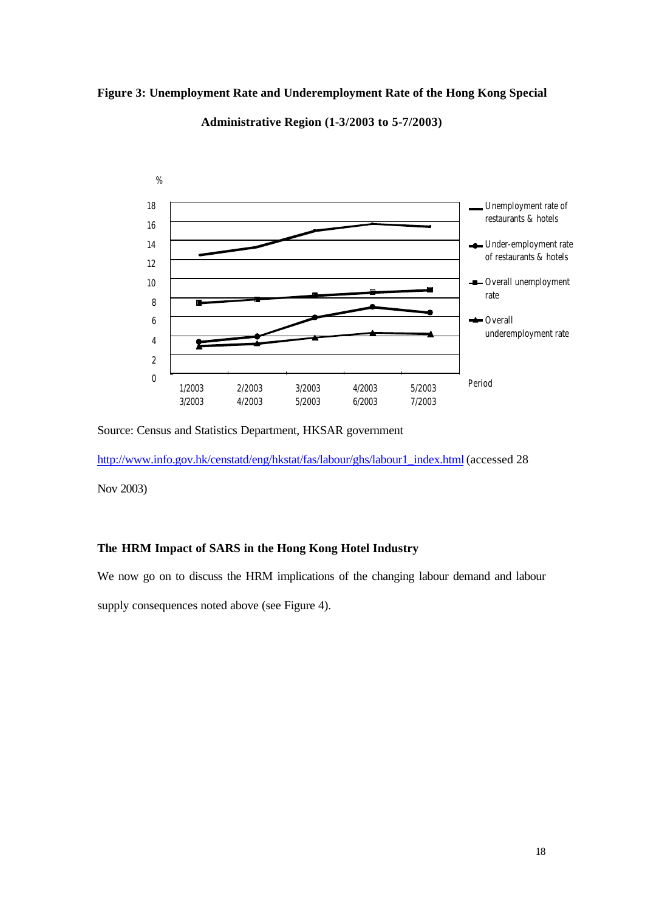**Figure 3: Unemployment Rate and Underemployment Rate of the Hong Kong Special Administrative Region (1-3/2003 to 5-7/2003)**

Source: Census and Statistics Department, HKSAR government

http://www.info.gov.hk/censtatd/eng/hkstat/fas/labour/ghs/labour1_index.html (accessed 28 Nov 2003)

### The HRM Impact of SARS in the Hong Kong Hotel Industry

We now go on to discuss the HRM implications of the changing labour demand and labour supply consequences noted above (see Figure 4).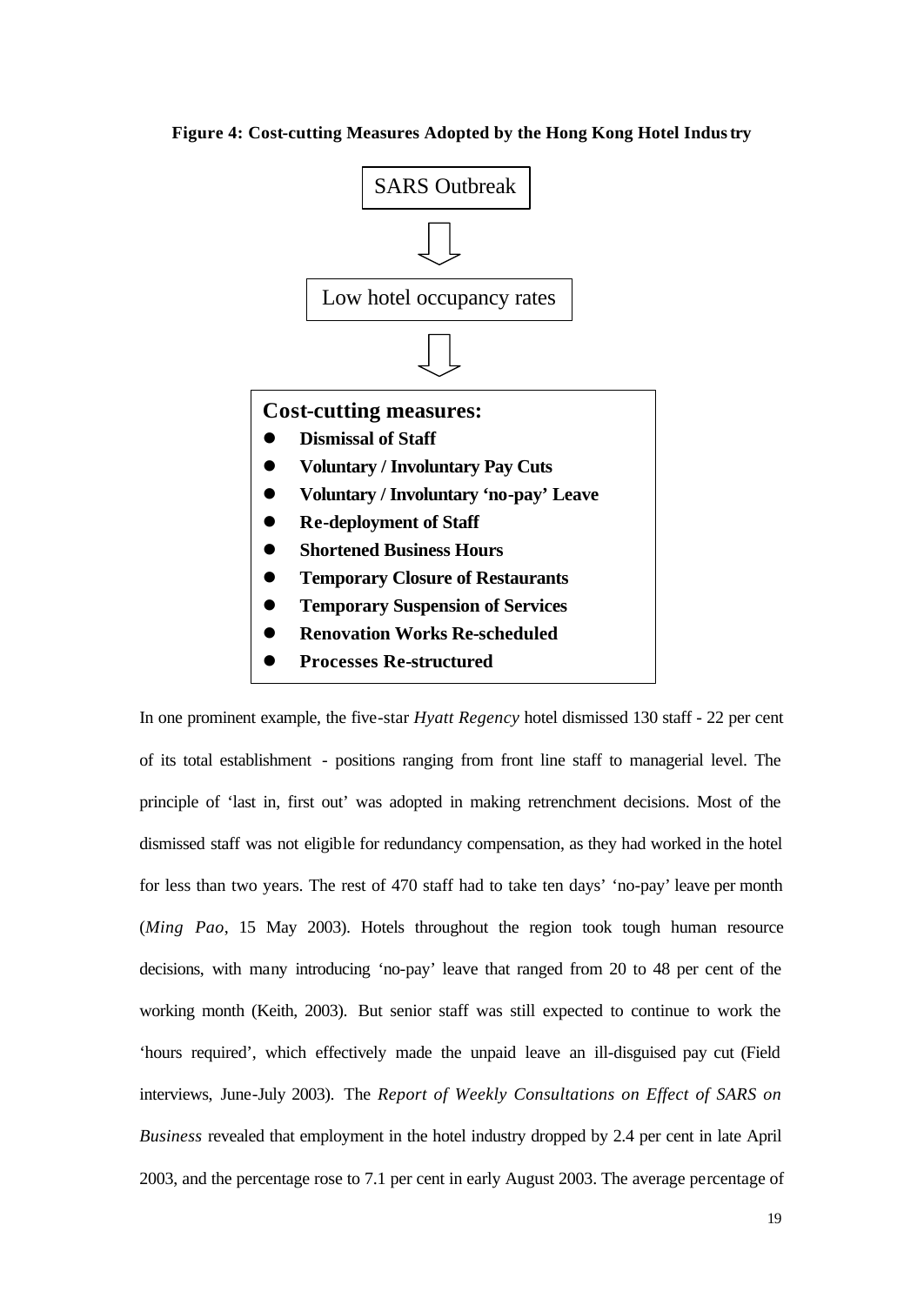**Figure 4: Cost-cutting Measures Adopted by the Hong Kong Hotel Industry**

SARS Outbreak

⇩

Low hotel occupancy rates

⇩

**Cost-cutting measures:**

- **Dismissal of Staff**
- **Voluntary / Involuntary Pay Cuts**
- **Voluntary / Involuntary 'no-pay' Leave**
- **Re-deployment of Staff**
- **Shortened Business Hours**
- **Temporary Closure of Restaurants**
- **Temporary Suspension of Services**
- **Renovation Works Re-scheduled**
- **Processes Re-structured**

In one prominent example, the five-star *Hyatt Regency* hotel dismissed 130 staff - 22 per cent of its total establishment - positions ranging from front line staff to managerial level. The principle of 'last in, first out' was adopted in making retrenchment decisions. Most of the dismissed staff was not eligible for redundancy compensation, as they had worked in the hotel for less than two years. The rest of 470 staff had to take ten days' 'no-pay' leave per month (*Ming Pao*, 15 May 2003). Hotels throughout the region took tough human resource decisions, with many introducing 'no-pay' leave that ranged from 20 to 48 per cent of the working month (Keith, 2003). But senior staff was still expected to continue to work the 'hours required', which effectively made the unpaid leave an ill-disguised pay cut (Field interviews, June-July 2003). The *Report of Weekly Consultations on Effect of SARS on Business* revealed that employment in the hotel industry dropped by 2.4 per cent in late April 2003, and the percentage rose to 7.1 per cent in early August 2003. The average percentage of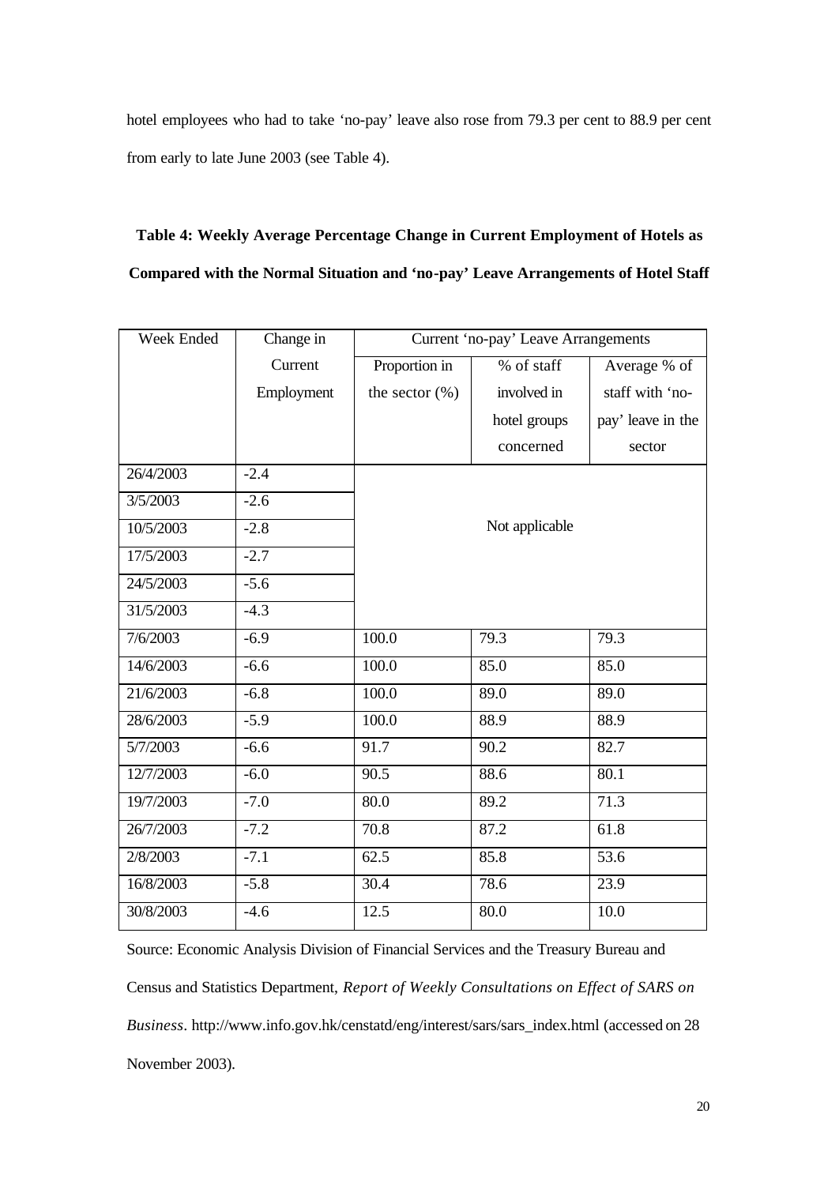hotel employees who had to take 'no-pay' leave also rose from 79.3 per cent to 88.9 per cent from early to late June 2003 (see Table 4).

**Table 4: Weekly Average Percentage Change in Current Employment of Hotels as Compared with the Normal Situation and 'no-pay' Leave Arrangements of Hotel Staff**

| Week Ended | Change in Current Employment | Current 'no-pay' Leave Arrangements | | |
|---|---|---|---|---|
| | | Proportion in the sector (%) | % of staff involved in hotel groups concerned | Average % of staff with 'no-pay' leave in the sector |
| 26/4/2003 | -2.4 | Not applicable | | |
| 3/5/2003 | -2.6 | | | |
| 10/5/2003 | -2.8 | | | |
| 17/5/2003 | -2.7 | | | |
| 24/5/2003 | -5.6 | | | |
| 31/5/2003 | -4.3 | | | |
| 7/6/2003 | -6.9 | 100.0 | 79.3 | 79.3 |
| 14/6/2003 | -6.6 | 100.0 | 85.0 | 85.0 |
| 21/6/2003 | -6.8 | 100.0 | 89.0 | 89.0 |
| 28/6/2003 | -5.9 | 100.0 | 88.9 | 88.9 |
| 5/7/2003 | -6.6 | 91.7 | 90.2 | 82.7 |
| 12/7/2003 | -6.0 | 90.5 | 88.6 | 80.1 |
| 19/7/2003 | -7.0 | 80.0 | 89.2 | 71.3 |
| 26/7/2003 | -7.2 | 70.8 | 87.2 | 61.8 |
| 2/8/2003 | -7.1 | 62.5 | 85.8 | 53.6 |
| 16/8/2003 | -5.8 | 30.4 | 78.6 | 23.9 |
| 30/8/2003 | -4.6 | 12.5 | 80.0 | 10.0 |

Source: Economic Analysis Division of Financial Services and the Treasury Bureau and Census and Statistics Department, *Report of Weekly Consultations on Effect of SARS on Business*. http://www.info.gov.hk/censtatd/eng/interest/sars/sars_index.html (accessed on 28 November 2003).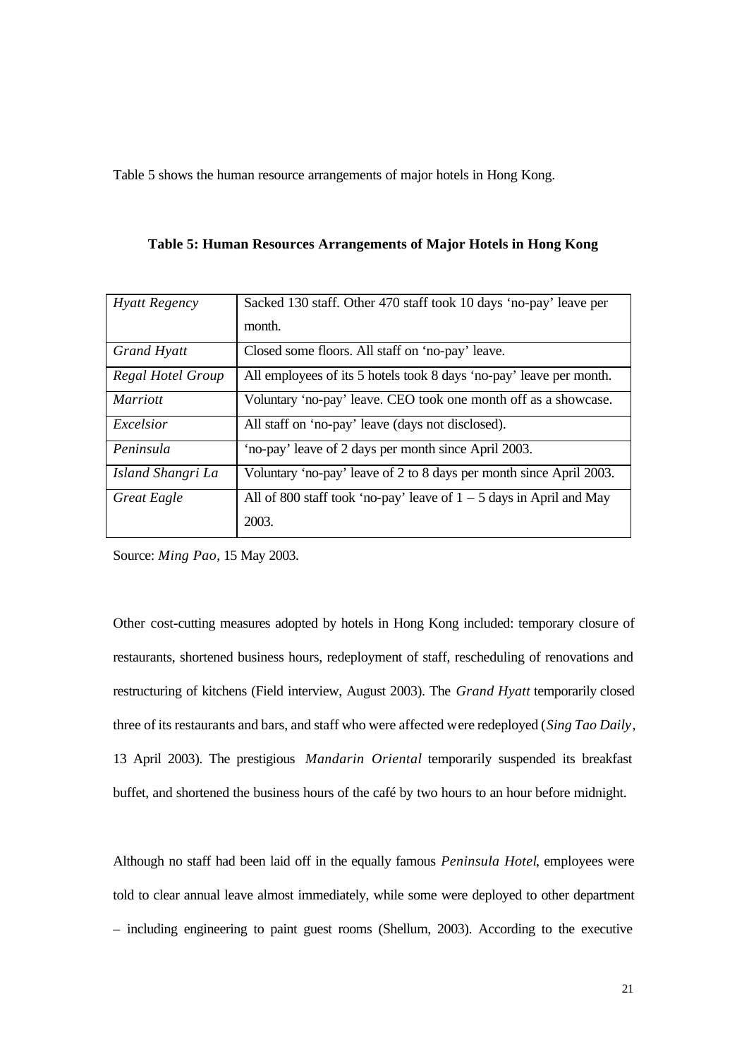Table 5 shows the human resource arrangements of major hotels in Hong Kong.

**Table 5: Human Resources Arrangements of Major Hotels in Hong Kong**

| | |
|---|---|
| *Hyatt Regency* | Sacked 130 staff. Other 470 staff took 10 days 'no-pay' leave per month. |
| *Grand Hyatt* | Closed some floors. All staff on 'no-pay' leave. |
| *Regal Hotel Group* | All employees of its 5 hotels took 8 days 'no-pay' leave per month. |
| *Marriott* | Voluntary 'no-pay' leave. CEO took one month off as a showcase. |
| *Excelsior* | All staff on 'no-pay' leave (days not disclosed). |
| *Peninsula* | 'no-pay' leave of 2 days per month since April 2003. |
| *Island Shangri La* | Voluntary 'no-pay' leave of 2 to 8 days per month since April 2003. |
| *Great Eagle* | All of 800 staff took 'no-pay' leave of 1 – 5 days in April and May 2003. |

Source: *Ming Pao*, 15 May 2003.

Other cost-cutting measures adopted by hotels in Hong Kong included: temporary closure of restaurants, shortened business hours, redeployment of staff, rescheduling of renovations and restructuring of kitchens (Field interview, August 2003). The *Grand Hyatt* temporarily closed three of its restaurants and bars, and staff who were affected were redeployed (*Sing Tao Daily*, 13 April 2003). The prestigious *Mandarin Oriental* temporarily suspended its breakfast buffet, and shortened the business hours of the café by two hours to an hour before midnight.

Although no staff had been laid off in the equally famous *Peninsula Hotel*, employees were told to clear annual leave almost immediately, while some were deployed to other department – including engineering to paint guest rooms (Shellum, 2003). According to the executive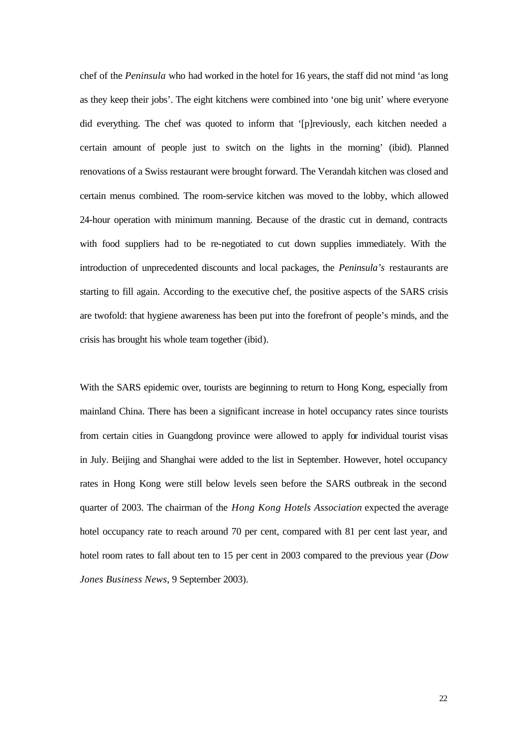chef of the *Peninsula* who had worked in the hotel for 16 years, the staff did not mind 'as long as they keep their jobs'. The eight kitchens were combined into 'one big unit' where everyone did everything. The chef was quoted to inform that '[p]reviously, each kitchen needed a certain amount of people just to switch on the lights in the morning' (ibid). Planned renovations of a Swiss restaurant were brought forward. The Verandah kitchen was closed and certain menus combined. The room-service kitchen was moved to the lobby, which allowed 24-hour operation with minimum manning. Because of the drastic cut in demand, contracts with food suppliers had to be re-negotiated to cut down supplies immediately. With the introduction of unprecedented discounts and local packages, the *Peninsula's* restaurants are starting to fill again. According to the executive chef, the positive aspects of the SARS crisis are twofold: that hygiene awareness has been put into the forefront of people's minds, and the crisis has brought his whole team together (ibid).

With the SARS epidemic over, tourists are beginning to return to Hong Kong, especially from mainland China. There has been a significant increase in hotel occupancy rates since tourists from certain cities in Guangdong province were allowed to apply for individual tourist visas in July. Beijing and Shanghai were added to the list in September. However, hotel occupancy rates in Hong Kong were still below levels seen before the SARS outbreak in the second quarter of 2003. The chairman of the *Hong Kong Hotels Association* expected the average hotel occupancy rate to reach around 70 per cent, compared with 81 per cent last year, and hotel room rates to fall about ten to 15 per cent in 2003 compared to the previous year (*Dow Jones Business News*, 9 September 2003).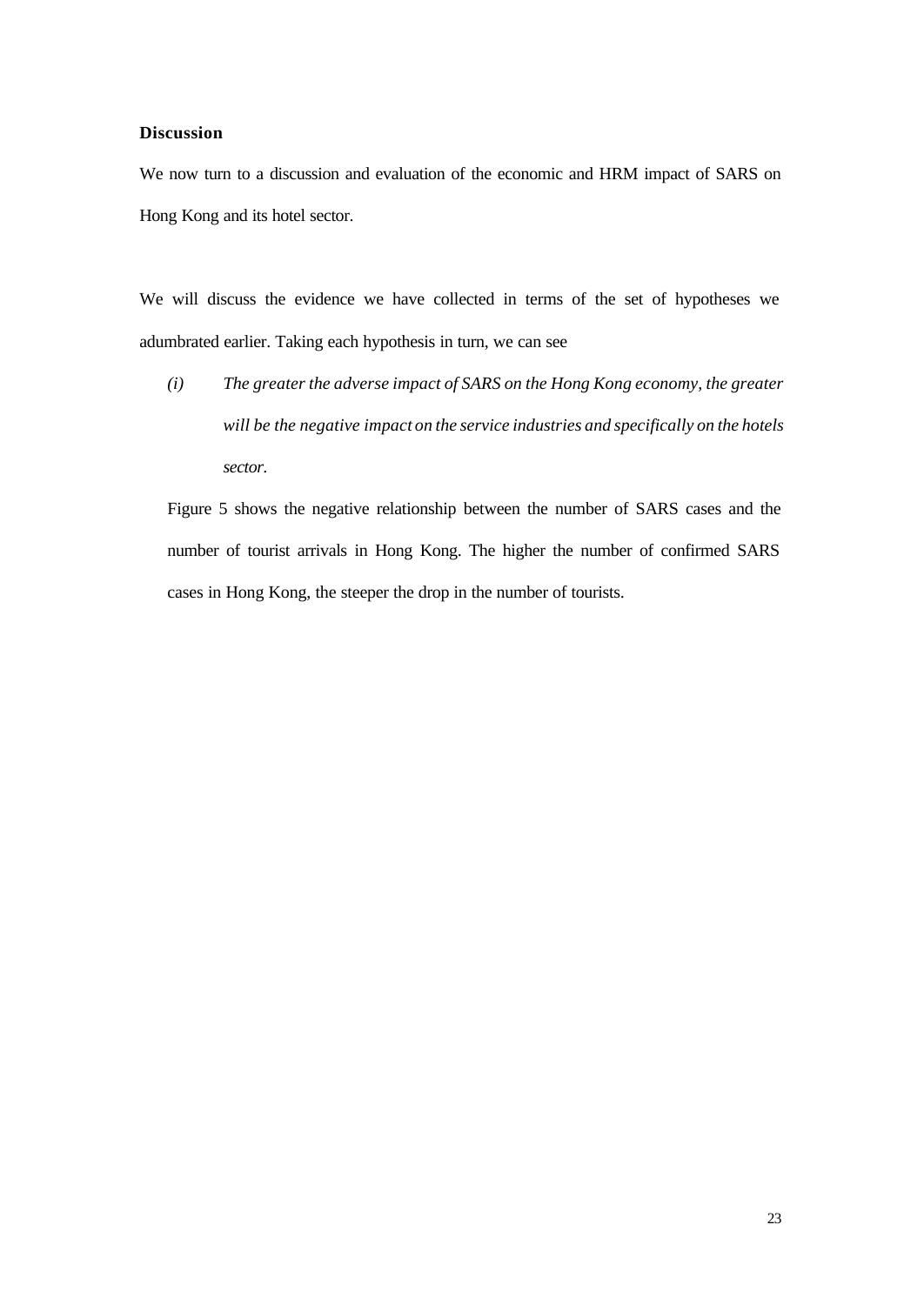## Discussion

We now turn to a discussion and evaluation of the economic and HRM impact of SARS on Hong Kong and its hotel sector.

We will discuss the evidence we have collected in terms of the set of hypotheses we adumbrated earlier. Taking each hypothesis in turn, we can see

*(i)* *The greater the adverse impact of SARS on the Hong Kong economy, the greater will be the negative impact on the service industries and specifically on the hotels sector.*

Figure 5 shows the negative relationship between the number of SARS cases and the number of tourist arrivals in Hong Kong. The higher the number of confirmed SARS cases in Hong Kong, the steeper the drop in the number of tourists.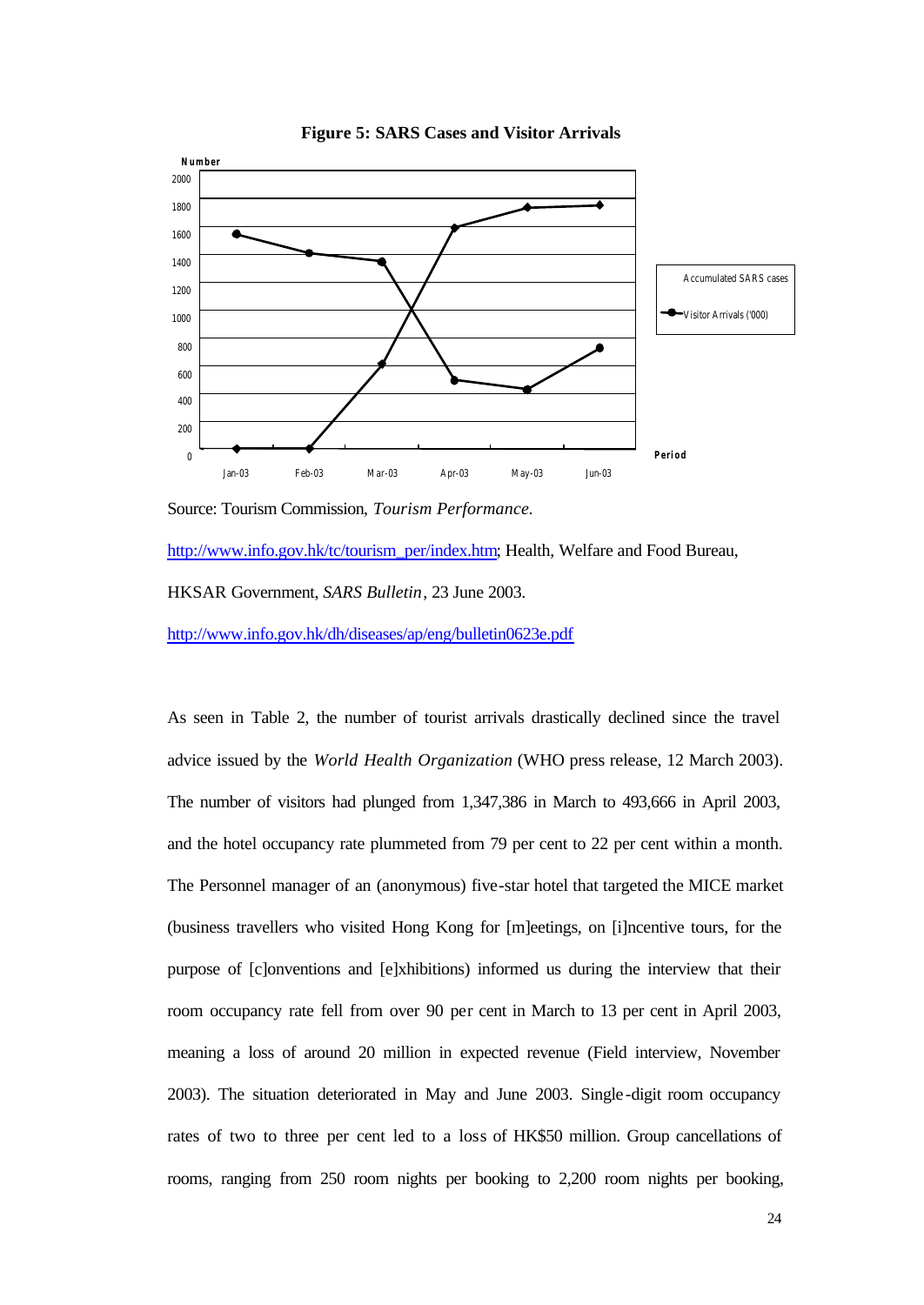**Figure 5: SARS Cases and Visitor Arrivals**

Number

2000
1800
1600
1400
1200
1000
800
600
400
200
0

Jan-03 Feb-03 Mar-03 Apr-03 May-03 Jun-03

Period

Accumulated SARS cases

Visitor Arrivals ('000)

Source: Tourism Commission, *Tourism Performance*. http://www.info.gov.hk/tc/tourism_per/index.htm; Health, Welfare and Food Bureau, HKSAR Government, *SARS Bulletin*, 23 June 2003. http://www.info.gov.hk/dh/diseases/ap/eng/bulletin0623e.pdf

As seen in Table 2, the number of tourist arrivals drastically declined since the travel advice issued by the *World Health Organization* (WHO press release, 12 March 2003). The number of visitors had plunged from 1,347,386 in March to 493,666 in April 2003, and the hotel occupancy rate plummeted from 79 per cent to 22 per cent within a month. The Personnel manager of an (anonymous) five-star hotel that targeted the MICE market (business travellers who visited Hong Kong for [m]eetings, on [i]ncentive tours, for the purpose of [c]onventions and [e]xhibitions) informed us during the interview that their room occupancy rate fell from over 90 per cent in March to 13 per cent in April 2003, meaning a loss of around 20 million in expected revenue (Field interview, November 2003). The situation deteriorated in May and June 2003. Single-digit room occupancy rates of two to three per cent led to a loss of HK$50 million. Group cancellations of rooms, ranging from 250 room nights per booking to 2,200 room nights per booking,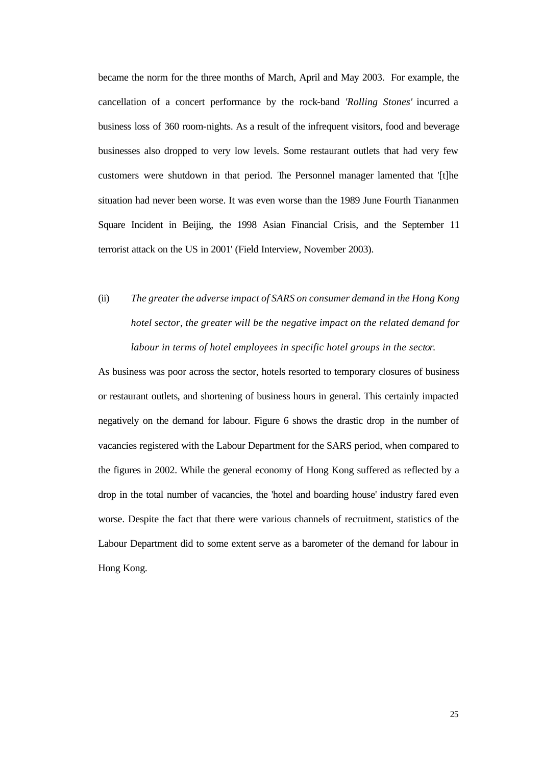became the norm for the three months of March, April and May 2003. For example, the cancellation of a concert performance by the rock-band *'Rolling Stones'* incurred a business loss of 360 room-nights. As a result of the infrequent visitors, food and beverage businesses also dropped to very low levels. Some restaurant outlets that had very few customers were shutdown in that period. The Personnel manager lamented that '[t]he situation had never been worse. It was even worse than the 1989 June Fourth Tiananmen Square Incident in Beijing, the 1998 Asian Financial Crisis, and the September 11 terrorist attack on the US in 2001' (Field Interview, November 2003).

(ii) *The greater the adverse impact of SARS on consumer demand in the Hong Kong hotel sector, the greater will be the negative impact on the related demand for labour in terms of hotel employees in specific hotel groups in the sector.*

As business was poor across the sector, hotels resorted to temporary closures of business or restaurant outlets, and shortening of business hours in general. This certainly impacted negatively on the demand for labour. Figure 6 shows the drastic drop in the number of vacancies registered with the Labour Department for the SARS period, when compared to the figures in 2002. While the general economy of Hong Kong suffered as reflected by a drop in the total number of vacancies, the 'hotel and boarding house' industry fared even worse. Despite the fact that there were various channels of recruitment, statistics of the Labour Department did to some extent serve as a barometer of the demand for labour in Hong Kong.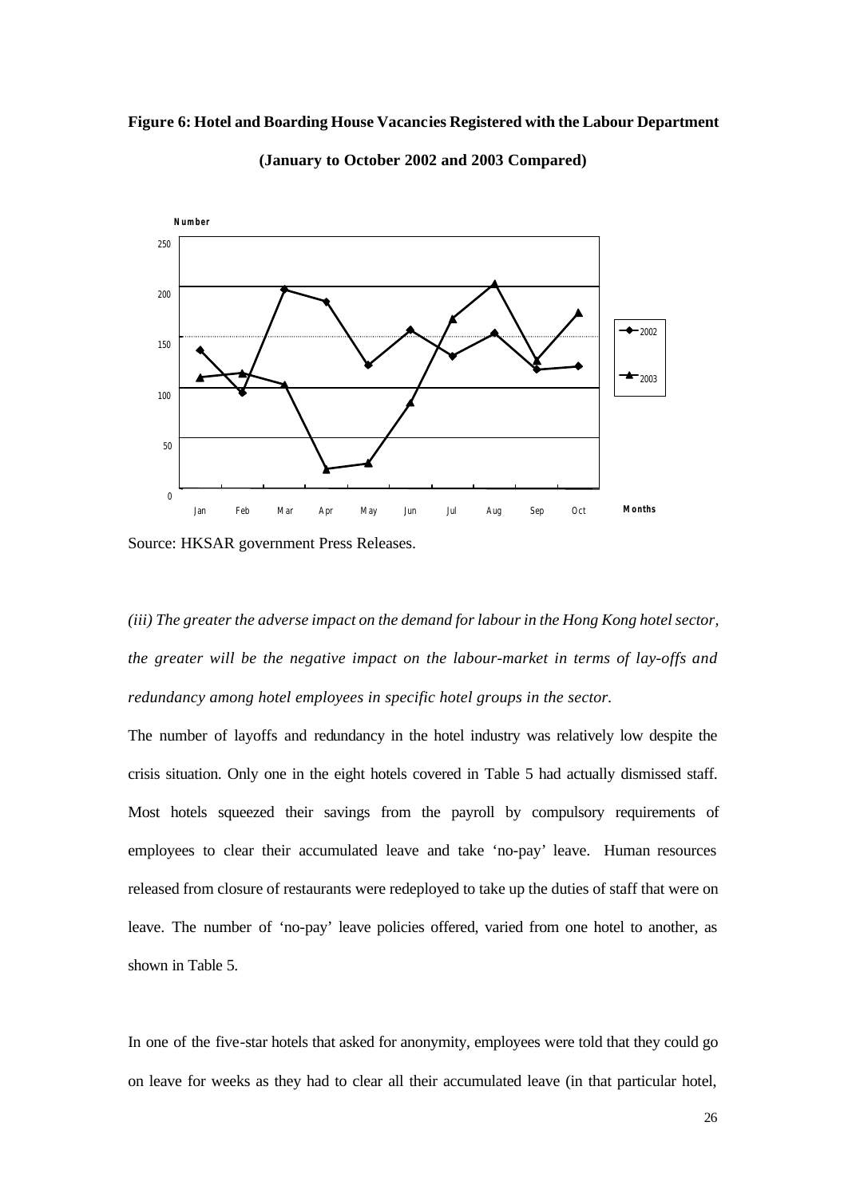**Figure 6: Hotel and Boarding House Vacancies Registered with the Labour Department**

**(January to October 2002 and 2003 Compared)**

Source: HKSAR government Press Releases.

*(iii) The greater the adverse impact on the demand for labour in the Hong Kong hotel sector, the greater will be the negative impact on the labour-market in terms of lay-offs and redundancy among hotel employees in specific hotel groups in the sector.*

The number of layoffs and redundancy in the hotel industry was relatively low despite the crisis situation. Only one in the eight hotels covered in Table 5 had actually dismissed staff. Most hotels squeezed their savings from the payroll by compulsory requirements of employees to clear their accumulated leave and take 'no-pay' leave. Human resources released from closure of restaurants were redeployed to take up the duties of staff that were on leave. The number of 'no-pay' leave policies offered, varied from one hotel to another, as shown in Table 5.

In one of the five-star hotels that asked for anonymity, employees were told that they could go on leave for weeks as they had to clear all their accumulated leave (in that particular hotel,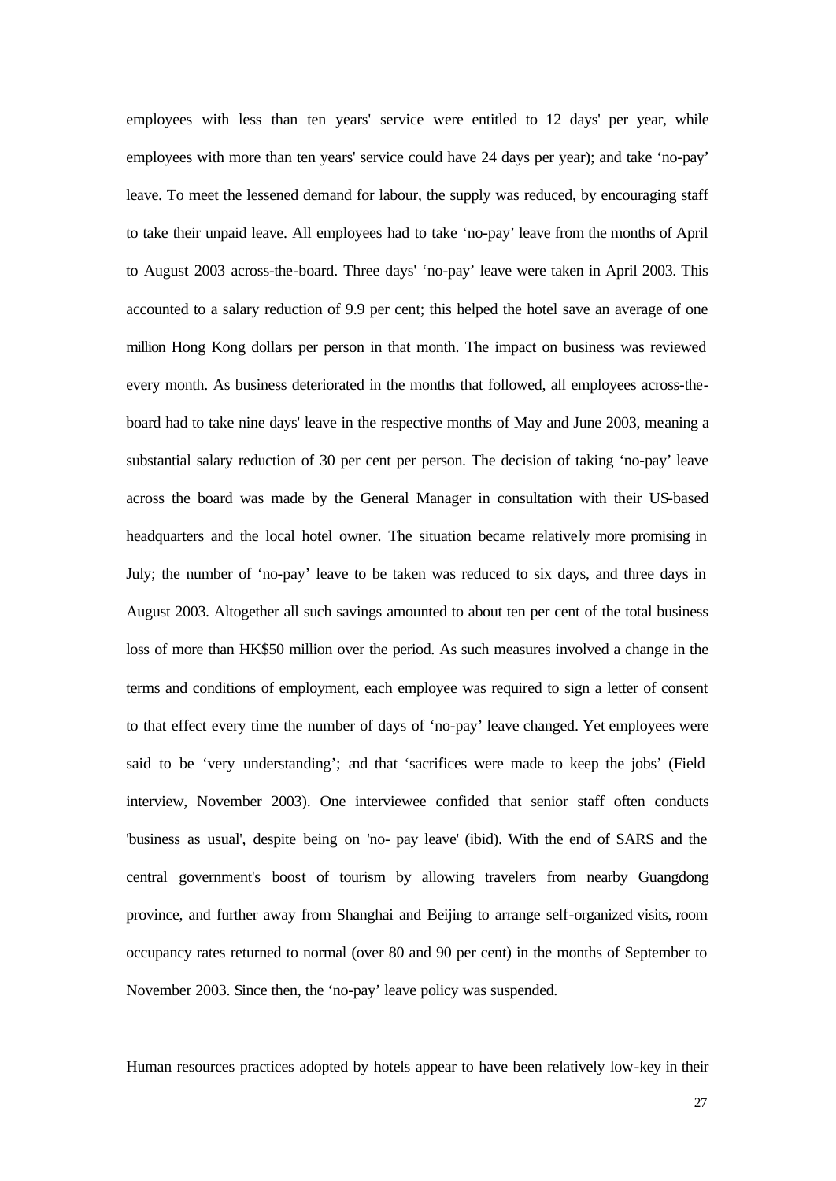employees with less than ten years' service were entitled to 12 days' per year, while employees with more than ten years' service could have 24 days per year); and take 'no-pay' leave. To meet the lessened demand for labour, the supply was reduced, by encouraging staff to take their unpaid leave. All employees had to take 'no-pay' leave from the months of April to August 2003 across-the-board. Three days' 'no-pay' leave were taken in April 2003. This accounted to a salary reduction of 9.9 per cent; this helped the hotel save an average of one million Hong Kong dollars per person in that month. The impact on business was reviewed every month. As business deteriorated in the months that followed, all employees across-the-board had to take nine days' leave in the respective months of May and June 2003, meaning a substantial salary reduction of 30 per cent per person. The decision of taking 'no-pay' leave across the board was made by the General Manager in consultation with their US-based headquarters and the local hotel owner. The situation became relatively more promising in July; the number of 'no-pay' leave to be taken was reduced to six days, and three days in August 2003. Altogether all such savings amounted to about ten per cent of the total business loss of more than HK$50 million over the period. As such measures involved a change in the terms and conditions of employment, each employee was required to sign a letter of consent to that effect every time the number of days of 'no-pay' leave changed. Yet employees were said to be 'very understanding'; and that 'sacrifices were made to keep the jobs' (Field interview, November 2003). One interviewee confided that senior staff often conducts 'business as usual', despite being on 'no- pay leave' (ibid). With the end of SARS and the central government's boost of tourism by allowing travelers from nearby Guangdong province, and further away from Shanghai and Beijing to arrange self-organized visits, room occupancy rates returned to normal (over 80 and 90 per cent) in the months of September to November 2003. Since then, the 'no-pay' leave policy was suspended.

Human resources practices adopted by hotels appear to have been relatively low-key in their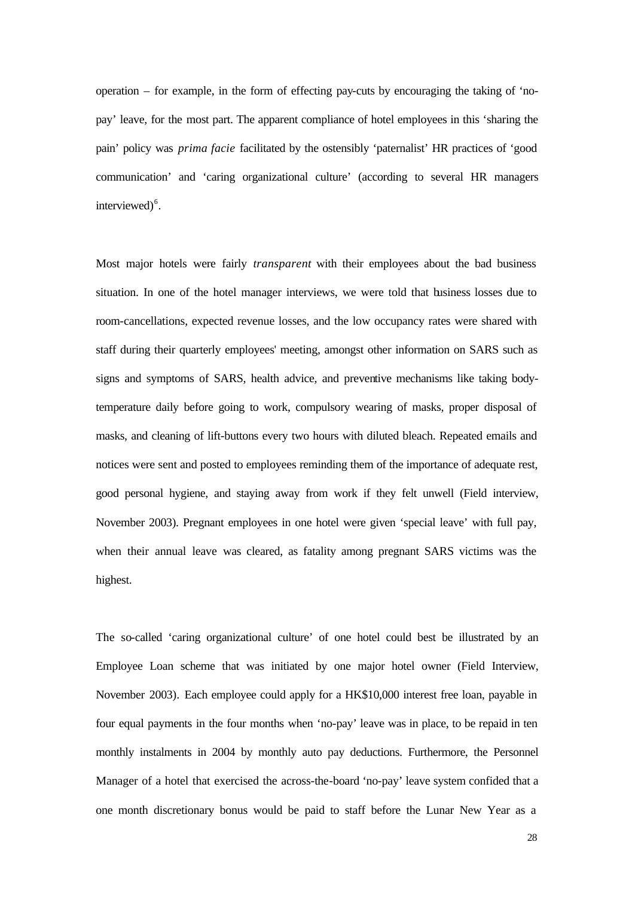operation – for example, in the form of effecting pay-cuts by encouraging the taking of 'no-pay' leave, for the most part. The apparent compliance of hotel employees in this 'sharing the pain' policy was *prima facie* facilitated by the ostensibly 'paternalist' HR practices of 'good communication' and 'caring organizational culture' (according to several HR managers interviewed)[6].

Most major hotels were fairly *transparent* with their employees about the bad business situation. In one of the hotel manager interviews, we were told that business losses due to room-cancellations, expected revenue losses, and the low occupancy rates were shared with staff during their quarterly employees' meeting, amongst other information on SARS such as signs and symptoms of SARS, health advice, and preventive mechanisms like taking body-temperature daily before going to work, compulsory wearing of masks, proper disposal of masks, and cleaning of lift-buttons every two hours with diluted bleach. Repeated emails and notices were sent and posted to employees reminding them of the importance of adequate rest, good personal hygiene, and staying away from work if they felt unwell (Field interview, November 2003). Pregnant employees in one hotel were given 'special leave' with full pay, when their annual leave was cleared, as fatality among pregnant SARS victims was the highest.

The so-called 'caring organizational culture' of one hotel could best be illustrated by an Employee Loan scheme that was initiated by one major hotel owner (Field Interview, November 2003). Each employee could apply for a HK$10,000 interest free loan, payable in four equal payments in the four months when 'no-pay' leave was in place, to be repaid in ten monthly instalments in 2004 by monthly auto pay deductions. Furthermore, the Personnel Manager of a hotel that exercised the across-the-board 'no-pay' leave system confided that a one month discretionary bonus would be paid to staff before the Lunar New Year as a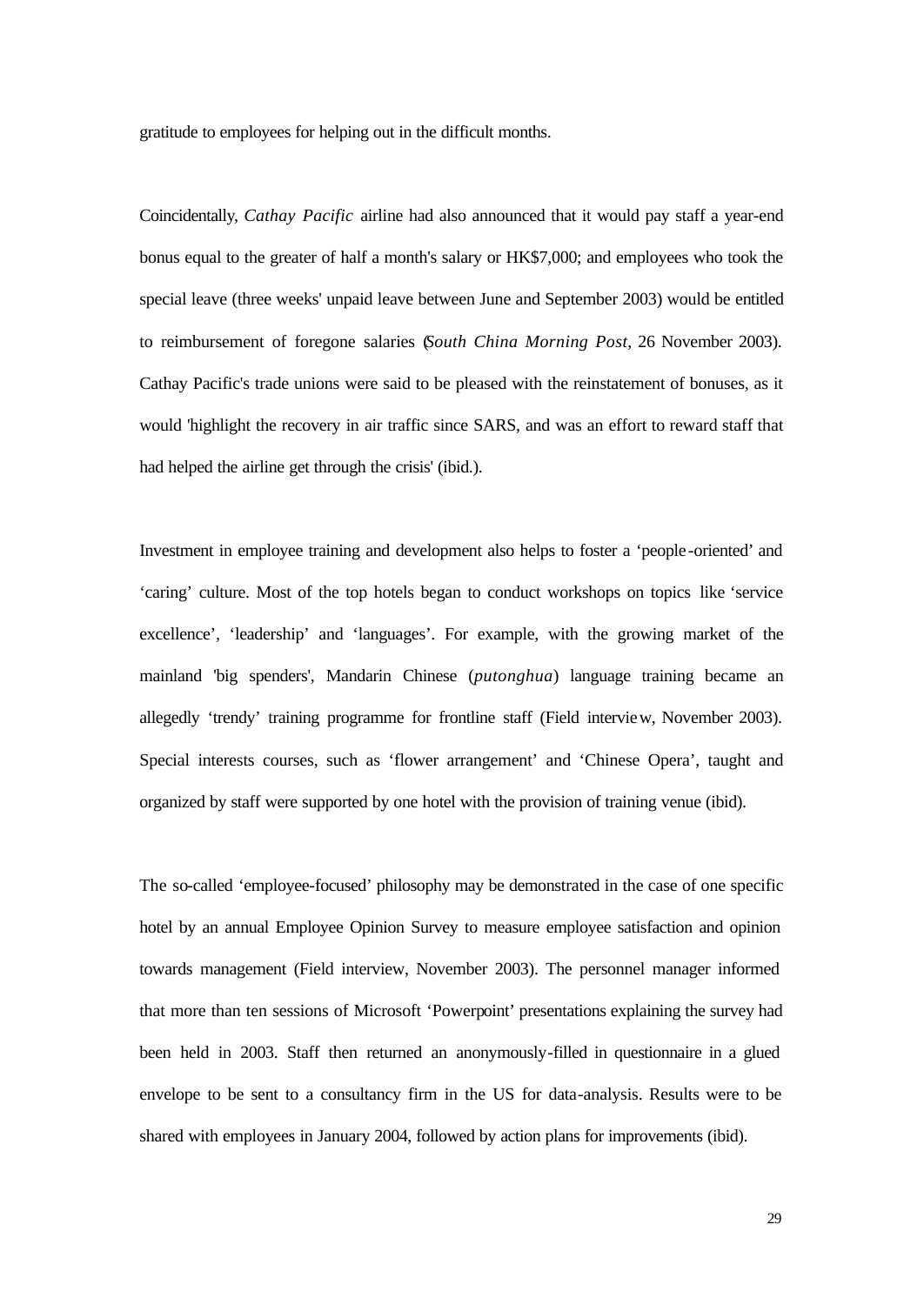gratitude to employees for helping out in the difficult months.

Coincidentally, *Cathay Pacific* airline had also announced that it would pay staff a year-end bonus equal to the greater of half a month's salary or HK$7,000; and employees who took the special leave (three weeks' unpaid leave between June and September 2003) would be entitled to reimbursement of foregone salaries (*South China Morning Post*, 26 November 2003). Cathay Pacific's trade unions were said to be pleased with the reinstatement of bonuses, as it would 'highlight the recovery in air traffic since SARS, and was an effort to reward staff that had helped the airline get through the crisis' (ibid.).

Investment in employee training and development also helps to foster a 'people-oriented' and 'caring' culture. Most of the top hotels began to conduct workshops on topics like 'service excellence', 'leadership' and 'languages'. For example, with the growing market of the mainland 'big spenders', Mandarin Chinese (*putonghua*) language training became an allegedly 'trendy' training programme for frontline staff (Field interview, November 2003). Special interests courses, such as 'flower arrangement' and 'Chinese Opera', taught and organized by staff were supported by one hotel with the provision of training venue (ibid).

The so-called 'employee-focused' philosophy may be demonstrated in the case of one specific hotel by an annual Employee Opinion Survey to measure employee satisfaction and opinion towards management (Field interview, November 2003). The personnel manager informed that more than ten sessions of Microsoft 'Powerpoint' presentations explaining the survey had been held in 2003. Staff then returned an anonymously-filled in questionnaire in a glued envelope to be sent to a consultancy firm in the US for data-analysis. Results were to be shared with employees in January 2004, followed by action plans for improvements (ibid).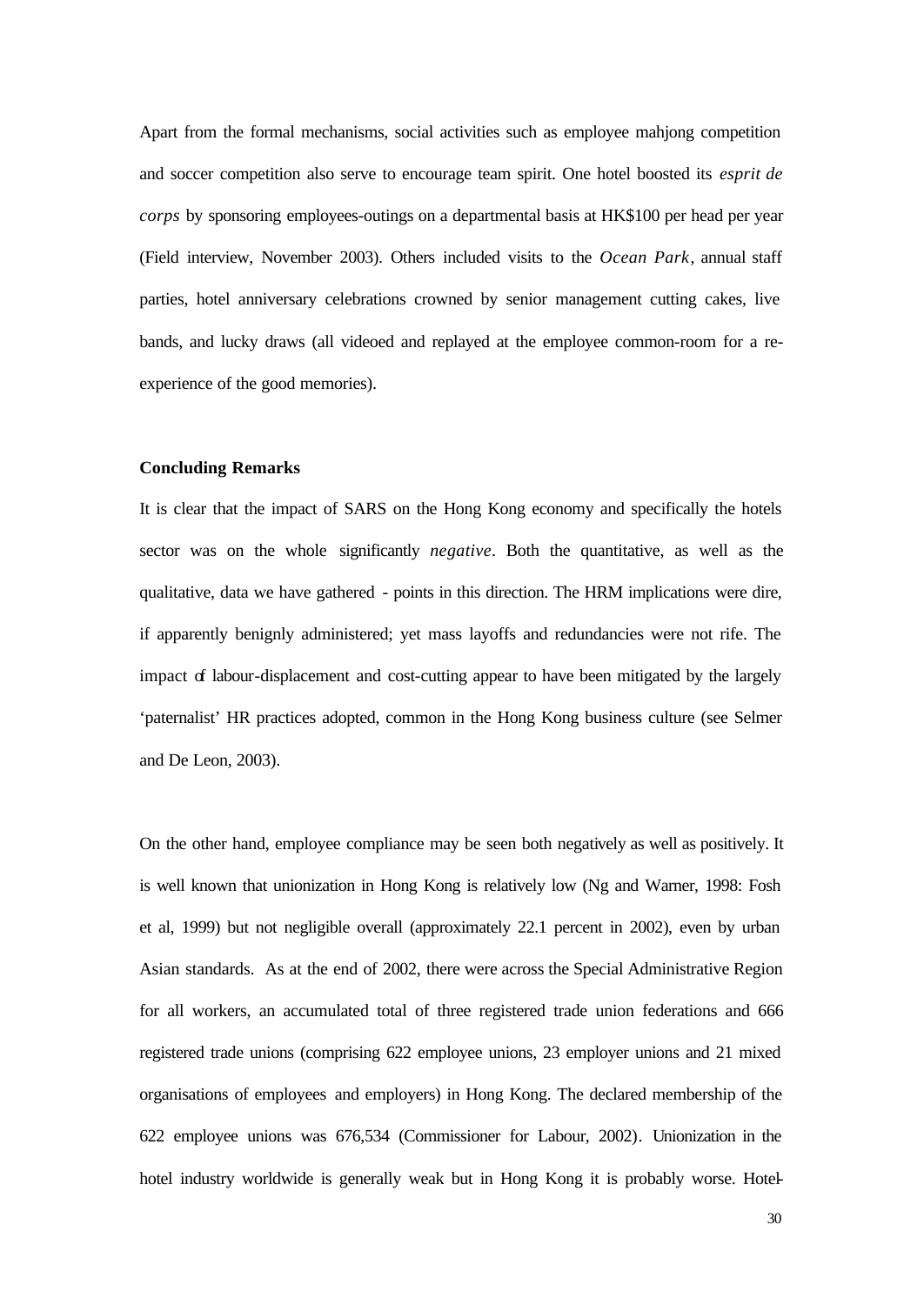Apart from the formal mechanisms, social activities such as employee mahjong competition and soccer competition also serve to encourage team spirit. One hotel boosted its *esprit de corps* by sponsoring employees-outings on a departmental basis at HK$100 per head per year (Field interview, November 2003). Others included visits to the *Ocean Park*, annual staff parties, hotel anniversary celebrations crowned by senior management cutting cakes, live bands, and lucky draws (all videoed and replayed at the employee common-room for a re-experience of the good memories).

**Concluding Remarks**

It is clear that the impact of SARS on the Hong Kong economy and specifically the hotels sector was on the whole significantly *negative*. Both the quantitative, as well as the qualitative, data we have gathered - points in this direction. The HRM implications were dire, if apparently benignly administered; yet mass layoffs and redundancies were not rife. The impact of labour-displacement and cost-cutting appear to have been mitigated by the largely 'paternalist' HR practices adopted, common in the Hong Kong business culture (see Selmer and De Leon, 2003).

On the other hand, employee compliance may be seen both negatively as well as positively. It is well known that unionization in Hong Kong is relatively low (Ng and Warner, 1998: Fosh et al, 1999) but not negligible overall (approximately 22.1 percent in 2002), even by urban Asian standards. As at the end of 2002, there were across the Special Administrative Region for all workers, an accumulated total of three registered trade union federations and 666 registered trade unions (comprising 622 employee unions, 23 employer unions and 21 mixed organisations of employees and employers) in Hong Kong. The declared membership of the 622 employee unions was 676,534 (Commissioner for Labour, 2002). Unionization in the hotel industry worldwide is generally weak but in Hong Kong it is probably worse. Hotel-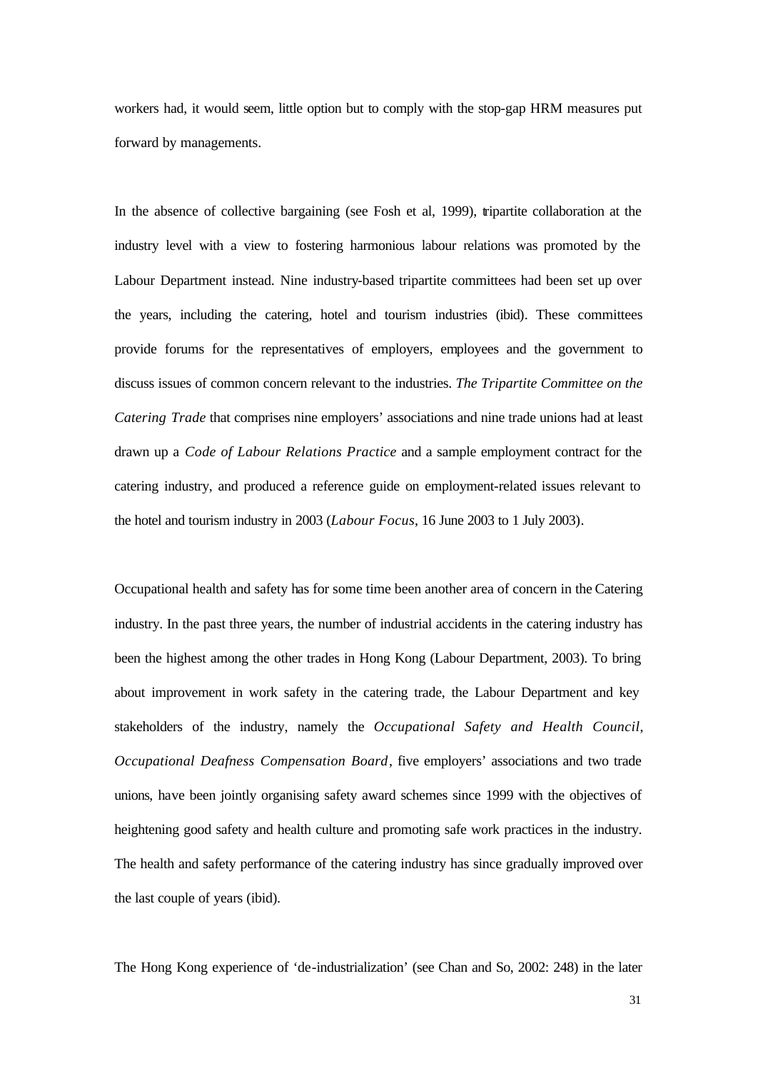workers had, it would seem, little option but to comply with the stop-gap HRM measures put forward by managements.

In the absence of collective bargaining (see Fosh et al, 1999), tripartite collaboration at the industry level with a view to fostering harmonious labour relations was promoted by the Labour Department instead. Nine industry-based tripartite committees had been set up over the years, including the catering, hotel and tourism industries (ibid). These committees provide forums for the representatives of employers, employees and the government to discuss issues of common concern relevant to the industries. *The Tripartite Committee on the Catering Trade* that comprises nine employers' associations and nine trade unions had at least drawn up a *Code of Labour Relations Practice* and a sample employment contract for the catering industry, and produced a reference guide on employment-related issues relevant to the hotel and tourism industry in 2003 (*Labour Focus*, 16 June 2003 to 1 July 2003).

Occupational health and safety has for some time been another area of concern in the Catering industry. In the past three years, the number of industrial accidents in the catering industry has been the highest among the other trades in Hong Kong (Labour Department, 2003). To bring about improvement in work safety in the catering trade, the Labour Department and key stakeholders of the industry, namely the *Occupational Safety and Health Council*, *Occupational Deafness Compensation Board*, five employers' associations and two trade unions, have been jointly organising safety award schemes since 1999 with the objectives of heightening good safety and health culture and promoting safe work practices in the industry. The health and safety performance of the catering industry has since gradually improved over the last couple of years (ibid).

The Hong Kong experience of 'de-industrialization' (see Chan and So, 2002: 248) in the later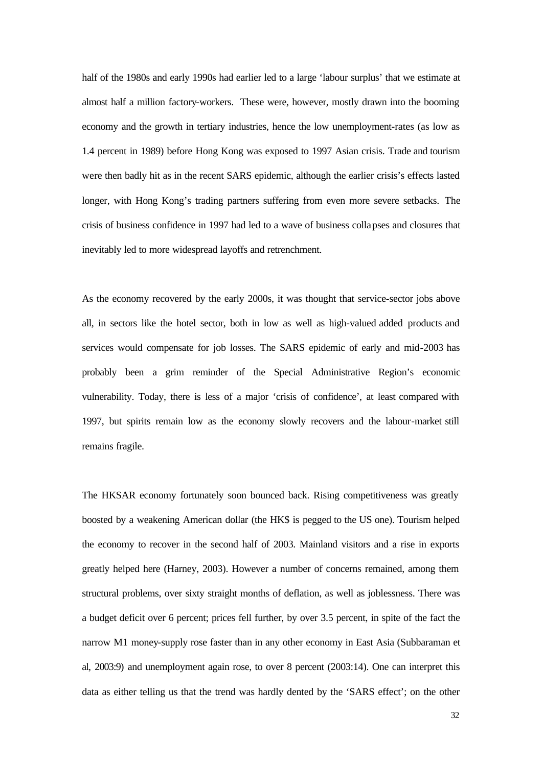half of the 1980s and early 1990s had earlier led to a large 'labour surplus' that we estimate at almost half a million factory-workers. These were, however, mostly drawn into the booming economy and the growth in tertiary industries, hence the low unemployment-rates (as low as 1.4 percent in 1989) before Hong Kong was exposed to 1997 Asian crisis. Trade and tourism were then badly hit as in the recent SARS epidemic, although the earlier crisis's effects lasted longer, with Hong Kong's trading partners suffering from even more severe setbacks. The crisis of business confidence in 1997 had led to a wave of business collapses and closures that inevitably led to more widespread layoffs and retrenchment.

As the economy recovered by the early 2000s, it was thought that service-sector jobs above all, in sectors like the hotel sector, both in low as well as high-valued added products and services would compensate for job losses. The SARS epidemic of early and mid-2003 has probably been a grim reminder of the Special Administrative Region's economic vulnerability. Today, there is less of a major 'crisis of confidence', at least compared with 1997, but spirits remain low as the economy slowly recovers and the labour-market still remains fragile.

The HKSAR economy fortunately soon bounced back. Rising competitiveness was greatly boosted by a weakening American dollar (the HK$ is pegged to the US one). Tourism helped the economy to recover in the second half of 2003. Mainland visitors and a rise in exports greatly helped here (Harney, 2003). However a number of concerns remained, among them structural problems, over sixty straight months of deflation, as well as joblessness. There was a budget deficit over 6 percent; prices fell further, by over 3.5 percent, in spite of the fact the narrow M1 money-supply rose faster than in any other economy in East Asia (Subbaraman et al, 2003:9) and unemployment again rose, to over 8 percent (2003:14). One can interpret this data as either telling us that the trend was hardly dented by the 'SARS effect'; on the other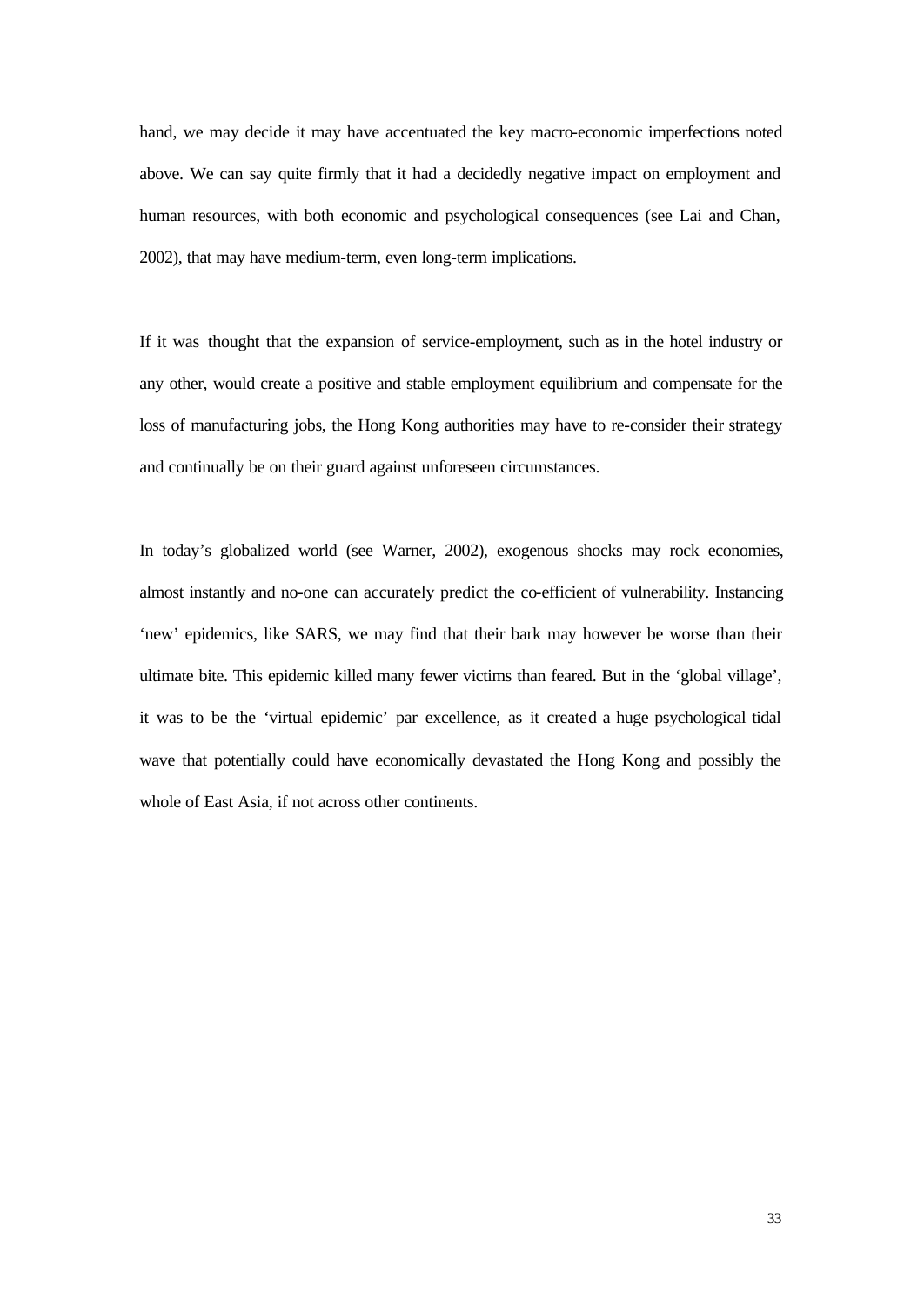hand, we may decide it may have accentuated the key macro-economic imperfections noted above. We can say quite firmly that it had a decidedly negative impact on employment and human resources, with both economic and psychological consequences (see Lai and Chan, 2002), that may have medium-term, even long-term implications.

If it was thought that the expansion of service-employment, such as in the hotel industry or any other, would create a positive and stable employment equilibrium and compensate for the loss of manufacturing jobs, the Hong Kong authorities may have to re-consider their strategy and continually be on their guard against unforeseen circumstances.

In today's globalized world (see Warner, 2002), exogenous shocks may rock economies, almost instantly and no-one can accurately predict the co-efficient of vulnerability. Instancing 'new' epidemics, like SARS, we may find that their bark may however be worse than their ultimate bite. This epidemic killed many fewer victims than feared. But in the 'global village', it was to be the 'virtual epidemic' par excellence, as it created a huge psychological tidal wave that potentially could have economically devastated the Hong Kong and possibly the whole of East Asia, if not across other continents.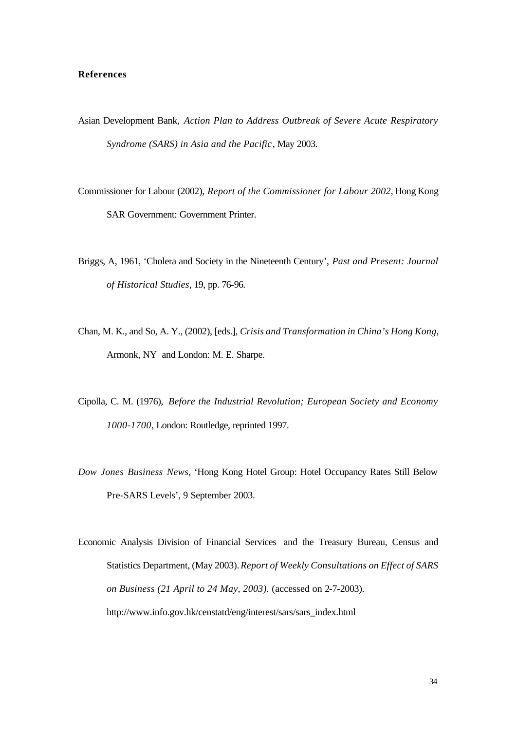**References**

Asian Development Bank, *Action Plan to Address Outbreak of Severe Acute Respiratory Syndrome (SARS) in Asia and the Pacific*, May 2003.

Commissioner for Labour (2002), *Report of the Commissioner for Labour 2002*, Hong Kong SAR Government: Government Printer.

Briggs, A, 1961, 'Cholera and Society in the Nineteenth Century', *Past and Present: Journal of Historical Studies*, 19, pp. 76-96.

Chan, M. K., and So, A. Y., (2002), [eds.], *Crisis and Transformation in China's Hong Kong*, Armonk, NY and London: M. E. Sharpe.

Cipolla, C. M. (1976), *Before the Industrial Revolution; European Society and Economy 1000-1700*, London: Routledge, reprinted 1997.

*Dow Jones Business News*, 'Hong Kong Hotel Group: Hotel Occupancy Rates Still Below Pre-SARS Levels', 9 September 2003.

Economic Analysis Division of Financial Services and the Treasury Bureau, Census and Statistics Department, (May 2003). *Report of Weekly Consultations on Effect of SARS on Business (21 April to 24 May, 2003).* (accessed on 2-7-2003). http://www.info.gov.hk/censtatd/eng/interest/sars/sars_index.html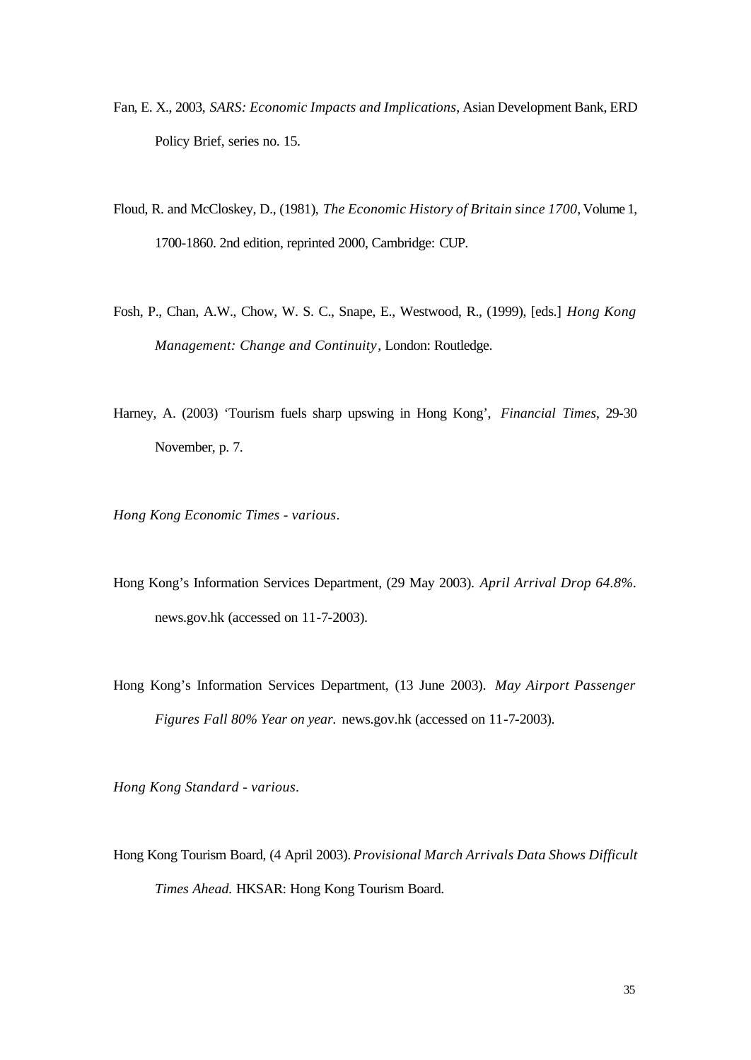Fan, E. X., 2003, *SARS: Economic Impacts and Implications*, Asian Development Bank, ERD Policy Brief, series no. 15.

Floud, R. and McCloskey, D., (1981), *The Economic History of Britain since 1700*, Volume 1, 1700-1860. 2nd edition, reprinted 2000, Cambridge: CUP.

Fosh, P., Chan, A.W., Chow, W. S. C., Snape, E., Westwood, R., (1999), [eds.] *Hong Kong Management: Change and Continuity*, London: Routledge.

Harney, A. (2003) 'Tourism fuels sharp upswing in Hong Kong', *Financial Times*, 29-30 November, p. 7.

*Hong Kong Economic Times - various*.

Hong Kong's Information Services Department, (29 May 2003). *April Arrival Drop 64.8%*. news.gov.hk (accessed on 11-7-2003).

Hong Kong's Information Services Department, (13 June 2003). *May Airport Passenger Figures Fall 80% Year on year.* news.gov.hk (accessed on 11-7-2003).

*Hong Kong Standard - various*.

Hong Kong Tourism Board, (4 April 2003). *Provisional March Arrivals Data Shows Difficult Times Ahead.* HKSAR: Hong Kong Tourism Board.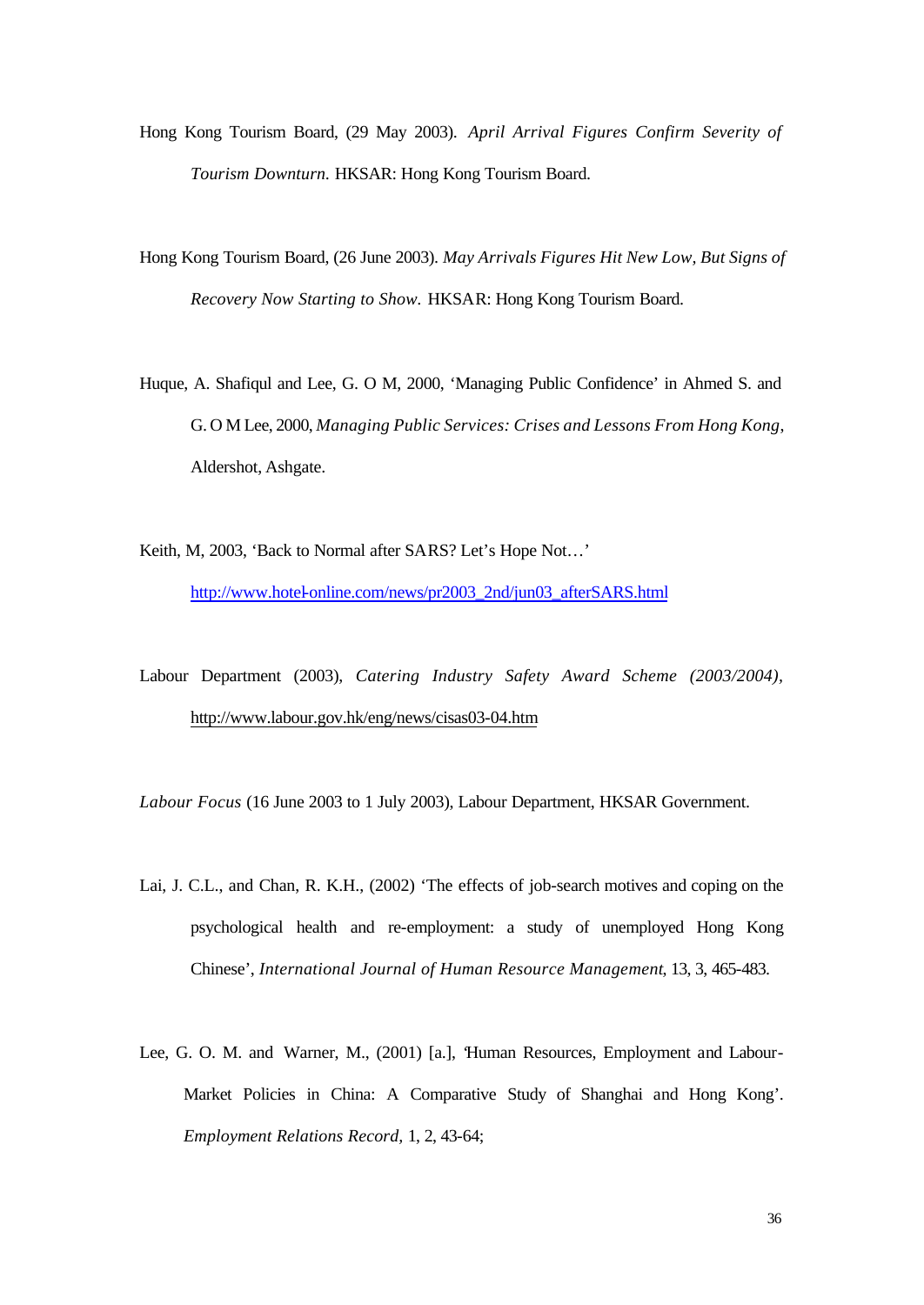Hong Kong Tourism Board, (29 May 2003). *April Arrival Figures Confirm Severity of Tourism Downturn.* HKSAR: Hong Kong Tourism Board.

Hong Kong Tourism Board, (26 June 2003). *May Arrivals Figures Hit New Low, But Signs of Recovery Now Starting to Show.* HKSAR: Hong Kong Tourism Board.

Huque, A. Shafiqul and Lee, G. O M, 2000, 'Managing Public Confidence' in Ahmed S. and G. O M Lee, 2000, *Managing Public Services: Crises and Lessons From Hong Kong*, Aldershot, Ashgate.

Keith, M, 2003, 'Back to Normal after SARS? Let's Hope Not…' http://www.hotel-online.com/news/pr2003_2nd/jun03_afterSARS.html

Labour Department (2003), *Catering Industry Safety Award Scheme (2003/2004)*, http://www.labour.gov.hk/eng/news/cisas03-04.htm

*Labour Focus* (16 June 2003 to 1 July 2003), Labour Department, HKSAR Government.

Lai, J. C.L., and Chan, R. K.H., (2002) 'The effects of job-search motives and coping on the psychological health and re-employment: a study of unemployed Hong Kong Chinese', *International Journal of Human Resource Management*, 13, 3, 465-483.

Lee, G. O. M. and Warner, M., (2001) [a.], 'Human Resources, Employment and Labour-Market Policies in China: A Comparative Study of Shanghai and Hong Kong'. *Employment Relations Record*, 1, 2, 43-64;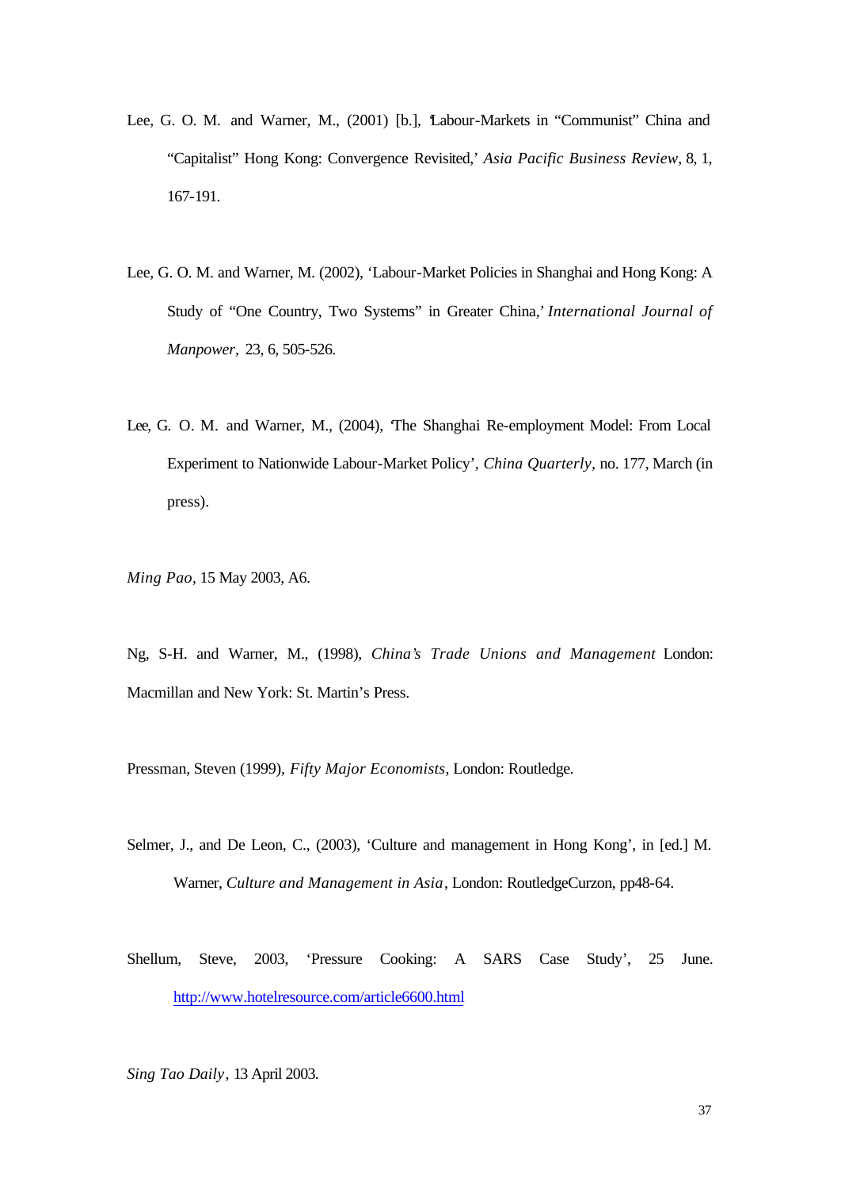Lee, G. O. M. and Warner, M., (2001) [b.], 'Labour-Markets in "Communist" China and "Capitalist" Hong Kong: Convergence Revisited,' *Asia Pacific Business Review*, 8, 1, 167-191.

Lee, G. O. M. and Warner, M. (2002), 'Labour-Market Policies in Shanghai and Hong Kong: A Study of "One Country, Two Systems" in Greater China,' *International Journal of Manpower*, 23, 6, 505-526.

Lee, G. O. M. and Warner, M., (2004), 'The Shanghai Re-employment Model: From Local Experiment to Nationwide Labour-Market Policy', *China Quarterly*, no. 177, March (in press).

*Ming Pao*, 15 May 2003, A6.

Ng, S-H. and Warner, M., (1998), *China's Trade Unions and Management* London: Macmillan and New York: St. Martin's Press.

Pressman, Steven (1999), *Fifty Major Economists*, London: Routledge.

Selmer, J., and De Leon, C., (2003), 'Culture and management in Hong Kong', in [ed.] M. Warner, *Culture and Management in Asia*, London: RoutledgeCurzon, pp48-64.

Shellum, Steve, 2003, 'Pressure Cooking: A SARS Case Study', 25 June. http://www.hotelresource.com/article6600.html

*Sing Tao Daily*, 13 April 2003.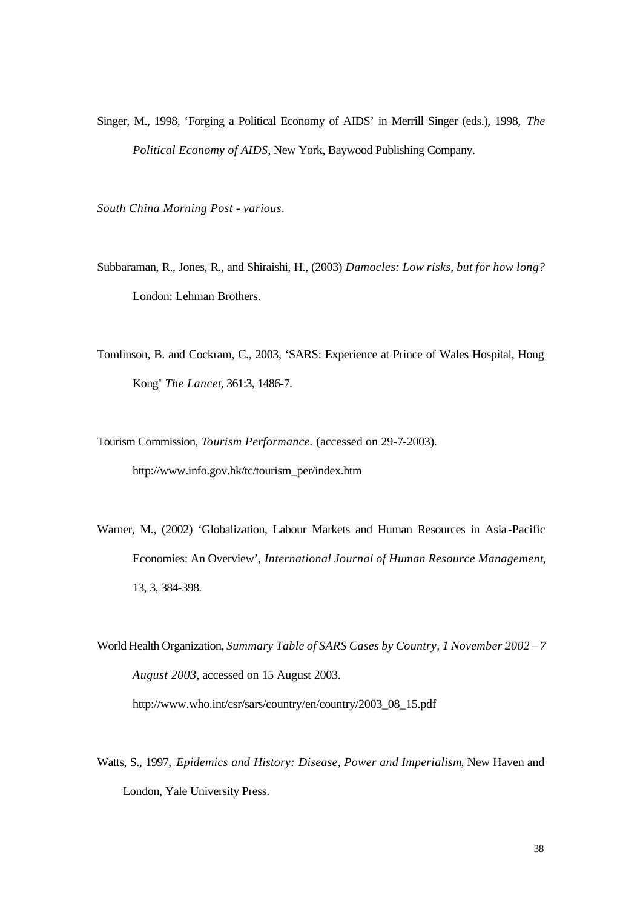Singer, M., 1998, 'Forging a Political Economy of AIDS' in Merrill Singer (eds.), 1998, *The Political Economy of AIDS*, New York, Baywood Publishing Company.

*South China Morning Post - various.*

Subbaraman, R., Jones, R., and Shiraishi, H., (2003) *Damocles: Low risks, but for how long?* London: Lehman Brothers.

Tomlinson, B. and Cockram, C., 2003, 'SARS: Experience at Prince of Wales Hospital, Hong Kong' *The Lancet*, 361:3, 1486-7.

Tourism Commission, *Tourism Performance.* (accessed on 29-7-2003). http://www.info.gov.hk/tc/tourism_per/index.htm

Warner, M., (2002) 'Globalization, Labour Markets and Human Resources in Asia-Pacific Economies: An Overview', *International Journal of Human Resource Management*, 13, 3, 384-398.

World Health Organization, *Summary Table of SARS Cases by Country, 1 November 2002 – 7 August 2003*, accessed on 15 August 2003. http://www.who.int/csr/sars/country/en/country/2003_08_15.pdf

Watts, S., 1997, *Epidemics and History: Disease, Power and Imperialism*, New Haven and London, Yale University Press.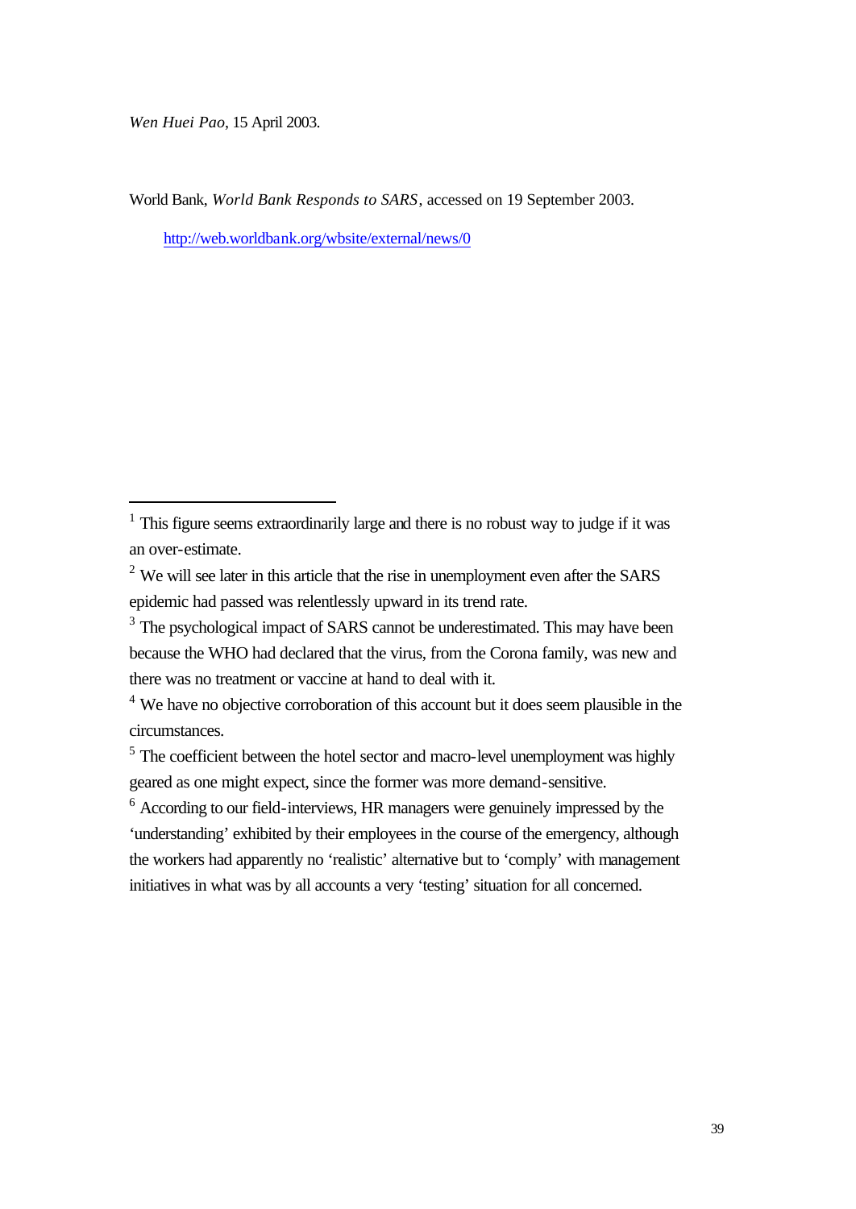*Wen Huei Pao*, 15 April 2003.

World Bank, *World Bank Responds to SARS*, accessed on 19 September 2003.

http://web.worldbank.org/wbsite/external/news/0

---

[1] This figure seems extraordinarily large and there is no robust way to judge if it was an over-estimate.

[2] We will see later in this article that the rise in unemployment even after the SARS epidemic had passed was relentlessly upward in its trend rate.

[3] The psychological impact of SARS cannot be underestimated. This may have been because the WHO had declared that the virus, from the Corona family, was new and there was no treatment or vaccine at hand to deal with it.

[4] We have no objective corroboration of this account but it does seem plausible in the circumstances.

[5] The coefficient between the hotel sector and macro-level unemployment was highly geared as one might expect, since the former was more demand-sensitive.

[6] According to our field-interviews, HR managers were genuinely impressed by the 'understanding' exhibited by their employees in the course of the emergency, although the workers had apparently no 'realistic' alternative but to 'comply' with management initiatives in what was by all accounts a very 'testing' situation for all concerned.